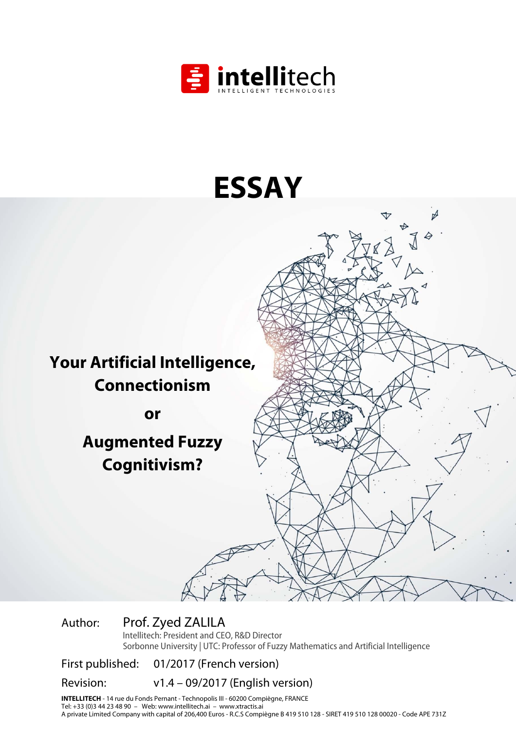intellitech

INTELLIGENT TECHNOLOGIES

# ESSAY

## Your Artificial Intelligence, Connectionism or Augmented Fuzzy Cognitivism?

Author: Prof. Zyed ZALILA

Intellitech: President and CEO, R&D Director

Sorbonne University | UTC: Professor of Fuzzy Mathematics and Artificial Intelligence

First published: 01/2017 (French version)

Revision: v1.4 – 09/2017 (English version)

**INTELLITECH** - 14 rue du Fonds Pernant - Technopolis III - 60200 Compiègne, FRANCE
Tel: +33 (0)3 44 23 48 90 – Web: www.intellitech.ai – www.xtractis.ai
A private Limited Company with capital of 206,400 Euros - R.C.S Compiègne B 419 510 128 - SIRET 419 510 128 00020 - Code APE 731Z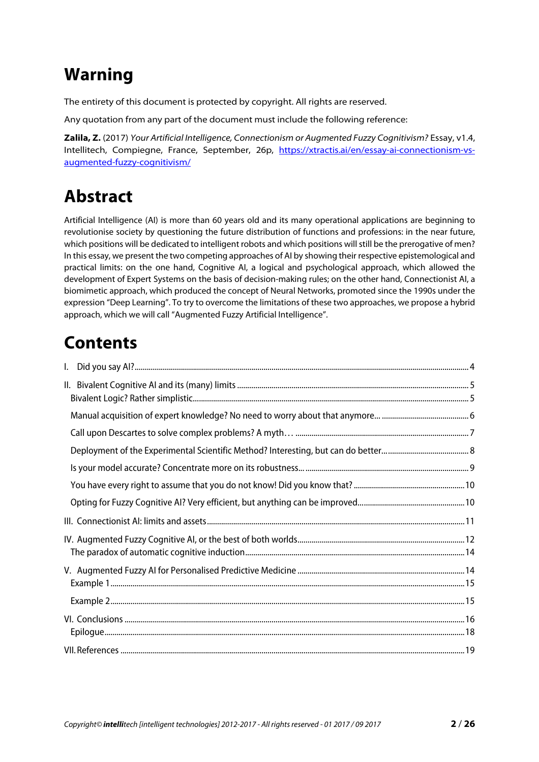# Warning

The entirety of this document is protected by copyright. All rights are reserved.

Any quotation from any part of the document must include the following reference:

**Zalila, Z.** (2017) *Your Artificial Intelligence, Connectionism or Augmented Fuzzy Cognitivism?* Essay, v1.4, Intellitech, Compiegne, France, September, 26p, [https://xtractis.ai/en/essay-ai-connectionism-vs-augmented-fuzzy-cognitivism/](https://xtractis.ai/en/essay-ai-connectionism-vs-augmented-fuzzy-cognitivism/)

# Abstract

Artificial Intelligence (AI) is more than 60 years old and its many operational applications are beginning to revolutionise society by questioning the future distribution of functions and professions: in the near future, which positions will be dedicated to intelligent robots and which positions will still be the prerogative of men? In this essay, we present the two competing approaches of AI by showing their respective epistemological and practical limits: on the one hand, Cognitive AI, a logical and psychological approach, which allowed the development of Expert Systems on the basis of decision-making rules; on the other hand, Connectionist AI, a biomimetic approach, which produced the concept of Neural Networks, promoted since the 1990s under the expression "Deep Learning". To try to overcome the limitations of these two approaches, we propose a hybrid approach, which we will call "Augmented Fuzzy Artificial Intelligence".

# Contents

- I. Did you say AI? ..... 4
- II. Bivalent Cognitive AI and its (many) limits ..... 5
  - Bivalent Logic? Rather simplistic ..... 5
  - Manual acquisition of expert knowledge? No need to worry about that anymore... ..... 6
  - Call upon Descartes to solve complex problems? A myth… ..... 7
  - Deployment of the Experimental Scientific Method? Interesting, but can do better... ..... 8
  - Is your model accurate? Concentrate more on its robustness... ..... 9
  - You have every right to assume that you do not know! Did you know that? ..... 10
  - Opting for Fuzzy Cognitive AI? Very efficient, but anything can be improved ..... 10
- III. Connectionist AI: limits and assets ..... 11
- IV. Augmented Fuzzy Cognitive AI, or the best of both worlds ..... 12
  - The paradox of automatic cognitive induction ..... 14
- V. Augmented Fuzzy AI for Personalised Predictive Medicine ..... 14
  - Example 1 ..... 15
  - Example 2 ..... 15
- VI. Conclusions ..... 16
  - Epilogue ..... 18
- VII. References ..... 19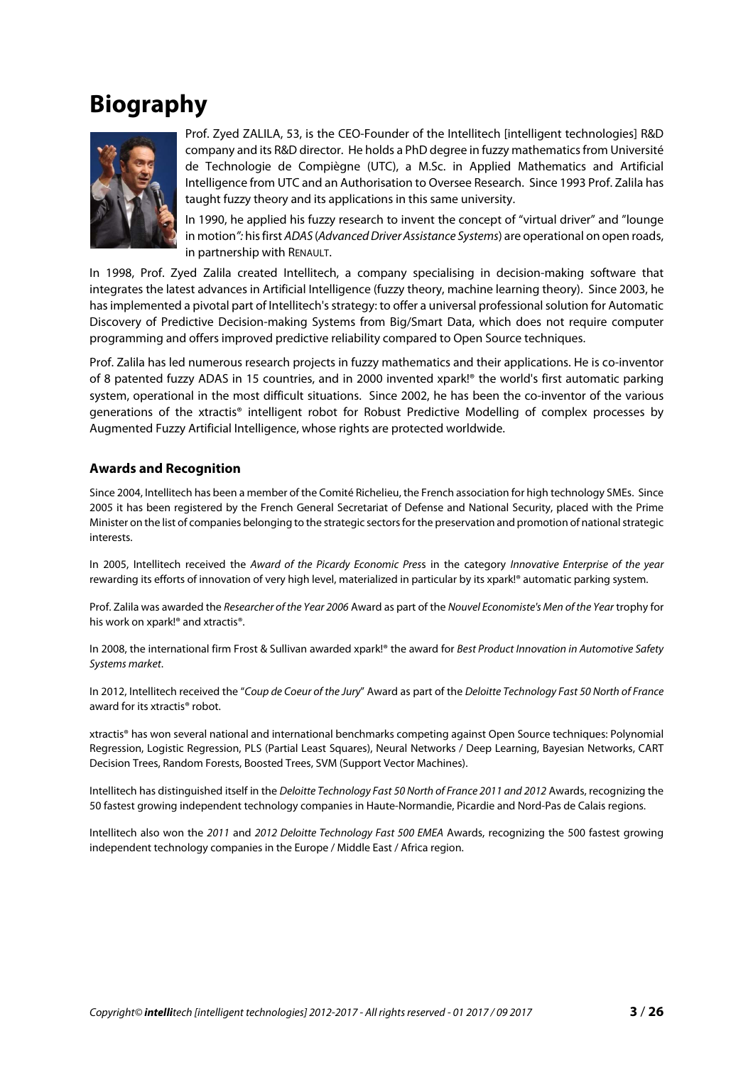# Biography

Prof. Zyed ZALILA, 53, is the CEO-Founder of the Intellitech [intelligent technologies] R&D company and its R&D director. He holds a PhD degree in fuzzy mathematics from Université de Technologie de Compiègne (UTC), a M.Sc. in Applied Mathematics and Artificial Intelligence from UTC and an Authorisation to Oversee Research. Since 1993 Prof. Zalila has taught fuzzy theory and its applications in this same university.

In 1990, he applied his fuzzy research to invent the concept of "virtual driver" and "lounge in motion": his first *ADAS* (*Advanced Driver Assistance Systems*) are operational on open roads, in partnership with RENAULT.

In 1998, Prof. Zyed Zalila created Intellitech, a company specialising in decision-making software that integrates the latest advances in Artificial Intelligence (fuzzy theory, machine learning theory). Since 2003, he has implemented a pivotal part of Intellitech's strategy: to offer a universal professional solution for Automatic Discovery of Predictive Decision-making Systems from Big/Smart Data, which does not require computer programming and offers improved predictive reliability compared to Open Source techniques.

Prof. Zalila has led numerous research projects in fuzzy mathematics and their applications. He is co-inventor of 8 patented fuzzy ADAS in 15 countries, and in 2000 invented xpark!® the world's first automatic parking system, operational in the most difficult situations. Since 2002, he has been the co-inventor of the various generations of the xtractis® intelligent robot for Robust Predictive Modelling of complex processes by Augmented Fuzzy Artificial Intelligence, whose rights are protected worldwide.

### Awards and Recognition

Since 2004, Intellitech has been a member of the Comité Richelieu, the French association for high technology SMEs. Since 2005 it has been registered by the French General Secretariat of Defense and National Security, placed with the Prime Minister on the list of companies belonging to the strategic sectors for the preservation and promotion of national strategic interests.

In 2005, Intellitech received the *Award of the Picardy Economic Press* in the category *Innovative Enterprise of the year* rewarding its efforts of innovation of very high level, materialized in particular by its xpark!® automatic parking system.

Prof. Zalila was awarded the *Researcher of the Year 2006* Award as part of the *Nouvel Economiste's Men of the Year* trophy for his work on xpark!® and xtractis®.

In 2008, the international firm Frost & Sullivan awarded xpark!® the award for *Best Product Innovation in Automotive Safety Systems market*.

In 2012, Intellitech received the "*Coup de Coeur of the Jury*" Award as part of the *Deloitte Technology Fast 50 North of France* award for its xtractis® robot.

xtractis® has won several national and international benchmarks competing against Open Source techniques: Polynomial Regression, Logistic Regression, PLS (Partial Least Squares), Neural Networks / Deep Learning, Bayesian Networks, CART Decision Trees, Random Forests, Boosted Trees, SVM (Support Vector Machines).

Intellitech has distinguished itself in the *Deloitte Technology Fast 50 North of France 2011 and 2012* Awards, recognizing the 50 fastest growing independent technology companies in Haute-Normandie, Picardie and Nord-Pas de Calais regions.

Intellitech also won the *2011* and *2012 Deloitte Technology Fast 500 EMEA* Awards, recognizing the 500 fastest growing independent technology companies in the Europe / Middle East / Africa region.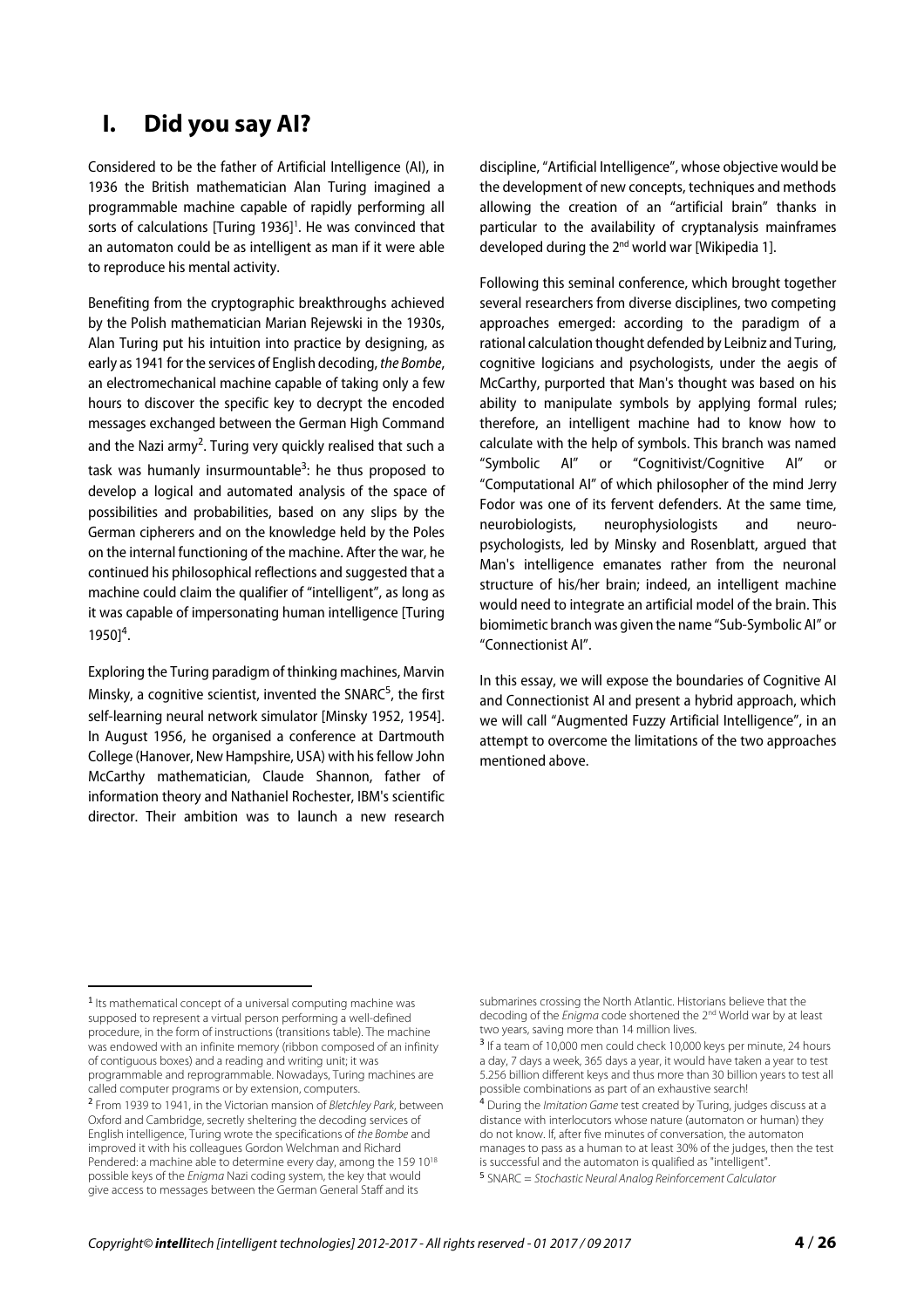# I. Did you say AI?

Considered to be the father of Artificial Intelligence (AI), in 1936 the British mathematician Alan Turing imagined a programmable machine capable of rapidly performing all sorts of calculations [Turing 1936][1]. He was convinced that an automaton could be as intelligent as man if it were able to reproduce his mental activity.

Benefiting from the cryptographic breakthroughs achieved by the Polish mathematician Marian Rejewski in the 1930s, Alan Turing put his intuition into practice by designing, as early as 1941 for the services of English decoding, *the Bombe*, an electromechanical machine capable of taking only a few hours to discover the specific key to decrypt the encoded messages exchanged between the German High Command and the Nazi army[2]. Turing very quickly realised that such a task was humanly insurmountable[3]: he thus proposed to develop a logical and automated analysis of the space of possibilities and probabilities, based on any slips by the German cipherers and on the knowledge held by the Poles on the internal functioning of the machine. After the war, he continued his philosophical reflections and suggested that a machine could claim the qualifier of "intelligent", as long as it was capable of impersonating human intelligence [Turing 1950][4].

Exploring the Turing paradigm of thinking machines, Marvin Minsky, a cognitive scientist, invented the SNARC[5], the first self-learning neural network simulator [Minsky 1952, 1954]. In August 1956, he organised a conference at Dartmouth College (Hanover, New Hampshire, USA) with his fellow John McCarthy mathematician, Claude Shannon, father of information theory and Nathaniel Rochester, IBM's scientific director. Their ambition was to launch a new research discipline, "Artificial Intelligence", whose objective would be the development of new concepts, techniques and methods allowing the creation of an "artificial brain" thanks in particular to the availability of cryptanalysis mainframes developed during the 2nd world war [Wikipedia 1].

Following this seminal conference, which brought together several researchers from diverse disciplines, two competing approaches emerged: according to the paradigm of a rational calculation thought defended by Leibniz and Turing, cognitive logicians and psychologists, under the aegis of McCarthy, purported that Man's thought was based on his ability to manipulate symbols by applying formal rules; therefore, an intelligent machine had to know how to calculate with the help of symbols. This branch was named "Symbolic AI" or "Cognitivist/Cognitive AI" or "Computational AI" of which philosopher of the mind Jerry Fodor was one of its fervent defenders. At the same time, neurobiologists, neurophysiologists and neuro-psychologists, led by Minsky and Rosenblatt, argued that Man's intelligence emanates rather from the neuronal structure of his/her brain; indeed, an intelligent machine would need to integrate an artificial model of the brain. This biomimetic branch was given the name "Sub-Symbolic AI" or "Connectionist AI".

In this essay, we will expose the boundaries of Cognitive AI and Connectionist AI and present a hybrid approach, which we will call "Augmented Fuzzy Artificial Intelligence", in an attempt to overcome the limitations of the two approaches mentioned above.

---

[1] Its mathematical concept of a universal computing machine was supposed to represent a virtual person performing a well-defined procedure, in the form of instructions (transitions table). The machine was endowed with an infinite memory (ribbon composed of an infinity of contiguous boxes) and a reading and writing unit; it was programmable and reprogrammable. Nowadays, Turing machines are called computer programs or by extension, computers.

[2] From 1939 to 1941, in the Victorian mansion of *Bletchley Park*, between Oxford and Cambridge, secretly sheltering the decoding services of English intelligence, Turing wrote the specifications of *the Bombe* and improved it with his colleagues Gordon Welchman and Richard Pendered: a machine able to determine every day, among the 159 $10^{18}$ possible keys of the *Enigma* Nazi coding system, the key that would give access to messages between the German General Staff and its submarines crossing the North Atlantic. Historians believe that the decoding of the *Enigma* code shortened the 2nd World war by at least two years, saving more than 14 million lives.

[3] If a team of 10,000 men could check 10,000 keys per minute, 24 hours a day, 7 days a week, 365 days a year, it would have taken a year to test 5.256 billion different keys and thus more than 30 billion years to test all possible combinations as part of an exhaustive search!

[4] During the *Imitation Game* test created by Turing, judges discuss at a distance with interlocutors whose nature (automaton or human) they do not know. If, after five minutes of conversation, the automaton manages to pass as a human to at least 30% of the judges, then the test is successful and the automaton is qualified as "intelligent".

[5] SNARC = *Stochastic Neural Analog Reinforcement Calculator*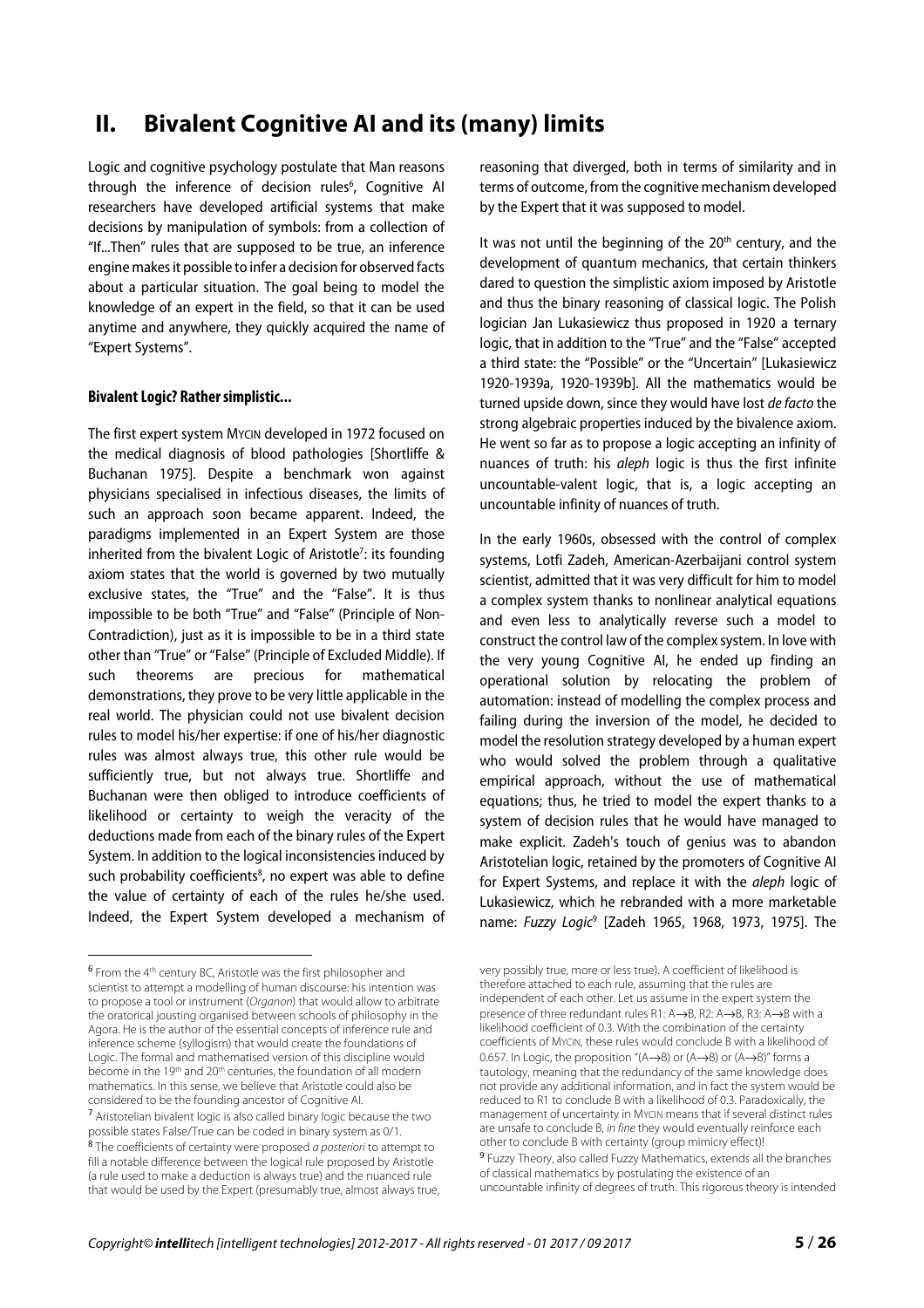## II. Bivalent Cognitive AI and its (many) limits

Logic and cognitive psychology postulate that Man reasons through the inference of decision rules[6], Cognitive AI researchers have developed artificial systems that make decisions by manipulation of symbols: from a collection of "If...Then" rules that are supposed to be true, an inference engine makes it possible to infer a decision for observed facts about a particular situation. The goal being to model the knowledge of an expert in the field, so that it can be used anytime and anywhere, they quickly acquired the name of "Expert Systems".

**Bivalent Logic? Rather simplistic...**

The first expert system MYCIN developed in 1972 focused on the medical diagnosis of blood pathologies [Shortliffe & Buchanan 1975]. Despite a benchmark won against physicians specialised in infectious diseases, the limits of such an approach soon became apparent. Indeed, the paradigms implemented in an Expert System are those inherited from the bivalent Logic of Aristotle[7]: its founding axiom states that the world is governed by two mutually exclusive states, the "True" and the "False". It is thus impossible to be both "True" and "False" (Principle of Non-Contradiction), just as it is impossible to be in a third state other than "True" or "False" (Principle of Excluded Middle). If such theorems are precious for mathematical demonstrations, they prove to be very little applicable in the real world. The physician could not use bivalent decision rules to model his/her expertise: if one of his/her diagnostic rules was almost always true, this other rule would be sufficiently true, but not always true. Shortliffe and Buchanan were then obliged to introduce coefficients of likelihood or certainty to weigh the veracity of the deductions made from each of the binary rules of the Expert System. In addition to the logical inconsistencies induced by such probability coefficients[8], no expert was able to define the value of certainty of each of the rules he/she used. Indeed, the Expert System developed a mechanism of reasoning that diverged, both in terms of similarity and in terms of outcome, from the cognitive mechanism developed by the Expert that it was supposed to model.

It was not until the beginning of the 20th century, and the development of quantum mechanics, that certain thinkers dared to question the simplistic axiom imposed by Aristotle and thus the binary reasoning of classical logic. The Polish logician Jan Lukasiewicz thus proposed in 1920 a ternary logic, that in addition to the "True" and the "False" accepted a third state: the "Possible" or the "Uncertain" [Lukasiewicz 1920-1939a, 1920-1939b]. All the mathematics would be turned upside down, since they would have lost *de facto* the strong algebraic properties induced by the bivalence axiom. He went so far as to propose a logic accepting an infinity of nuances of truth: his *aleph* logic is thus the first infinite uncountable-valent logic, that is, a logic accepting an uncountable infinity of nuances of truth.

In the early 1960s, obsessed with the control of complex systems, Lotfi Zadeh, American-Azerbaijani control system scientist, admitted that it was very difficult for him to model a complex system thanks to nonlinear analytical equations and even less to analytically reverse such a model to construct the control law of the complex system. In love with the very young Cognitive AI, he ended up finding an operational solution by relocating the problem of automation: instead of modelling the complex process and failing during the inversion of the model, he decided to model the resolution strategy developed by a human expert who would solved the problem through a qualitative empirical approach, without the use of mathematical equations; thus, he tried to model the expert thanks to a system of decision rules that he would have managed to make explicit. Zadeh's touch of genius was to abandon Aristotelian logic, retained by the promoters of Cognitive AI for Expert Systems, and replace it with the *aleph* logic of Lukasiewicz, which he rebranded with a more marketable name: *Fuzzy Logic*[9] [Zadeh 1965, 1968, 1973, 1975]. The

---

[6] From the 4th century BC, Aristotle was the first philosopher and scientist to attempt a modelling of human discourse: his intention was to propose a tool or instrument (*Organon*) that would allow to arbitrate the oratorical jousting organised between schools of philosophy in the Agora. He is the author of the essential concepts of inference rule and inference scheme (syllogism) that would create the foundations of Logic. The formal and mathematised version of this discipline would become in the 19th and 20th centuries, the foundation of all modern mathematics. In this sense, we believe that Aristotle could also be considered to be the founding ancestor of Cognitive AI.

[7] Aristotelian bivalent logic is also called binary logic because the two possible states False/True can be coded in binary system as 0/1.

[8] The coefficients of certainty were proposed *a posteriori* to attempt to fill a notable difference between the logical rule proposed by Aristotle (a rule used to make a deduction is always true) and the nuanced rule that would be used by the Expert (presumably true, almost always true, very possibly true, more or less true). A coefficient of likelihood is therefore attached to each rule, assuming that the rules are independent of each other. Let us assume in the expert system the presence of three redundant rules R1: A→B, R2: A→B, R3: A→B with a likelihood coefficient of 0.3. With the combination of the certainty coefficients of MYCIN, these rules would conclude B with a likelihood of 0.657. In Logic, the proposition "(A→B) or (A→B) or (A→B)" forms a tautology, meaning that the redundancy of the same knowledge does not provide any additional information, and in fact the system would be reduced to R1 to conclude B with a likelihood of 0.3. Paradoxically, the management of uncertainty in MYCIN means that if several distinct rules are unsafe to conclude B, *in fine* they would eventually reinforce each other to conclude B with certainty (group mimicry effect)!

[9] Fuzzy Theory, also called Fuzzy Mathematics, extends all the branches of classical mathematics by postulating the existence of an uncountable infinity of degrees of truth. This rigorous theory is intended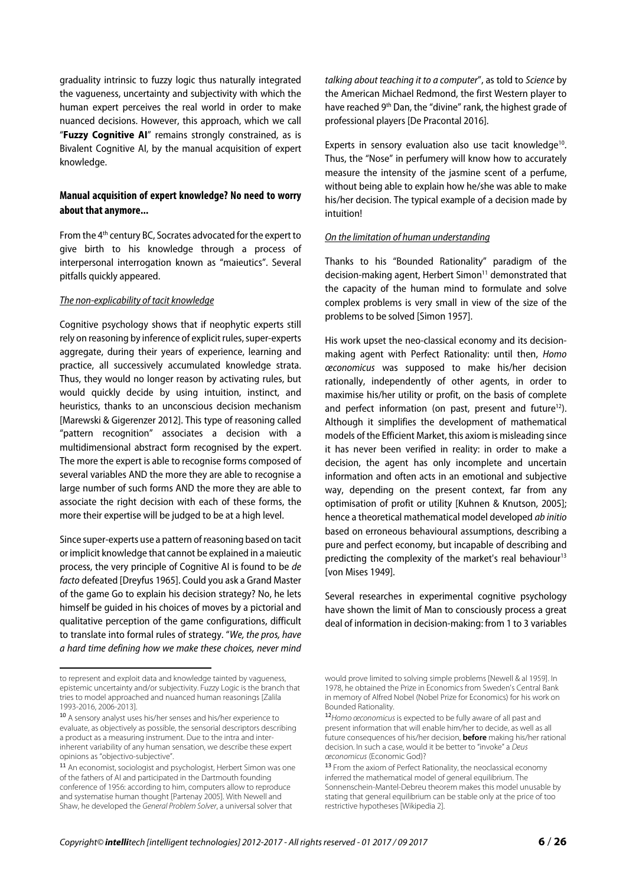graduality intrinsic to fuzzy logic thus naturally integrated the vagueness, uncertainty and subjectivity with which the human expert perceives the real world in order to make nuanced decisions. However, this approach, which we call "**Fuzzy Cognitive AI**" remains strongly constrained, as is Bivalent Cognitive AI, by the manual acquisition of expert knowledge.

### Manual acquisition of expert knowledge? No need to worry about that anymore...

From the 4th century BC, Socrates advocated for the expert to give birth to his knowledge through a process of interpersonal interrogation known as "maieutics". Several pitfalls quickly appeared.

#### *The non-explicability of tacit knowledge*

Cognitive psychology shows that if neophytic experts still rely on reasoning by inference of explicit rules, super-experts aggregate, during their years of experience, learning and practice, all successively accumulated knowledge strata. Thus, they would no longer reason by activating rules, but would quickly decide by using intuition, instinct, and heuristics, thanks to an unconscious decision mechanism [Marewski & Gigerenzer 2012]. This type of reasoning called "pattern recognition" associates a decision with a multidimensional abstract form recognised by the expert. The more the expert is able to recognise forms composed of several variables AND the more they are able to recognise a large number of such forms AND the more they are able to associate the right decision with each of these forms, the more their expertise will be judged to be at a high level.

Since super-experts use a pattern of reasoning based on tacit or implicit knowledge that cannot be explained in a maieutic process, the very principle of Cognitive AI is found to be *de facto* defeated [Dreyfus 1965]. Could you ask a Grand Master of the game Go to explain his decision strategy? No, he lets himself be guided in his choices of moves by a pictorial and qualitative perception of the game configurations, difficult to translate into formal rules of strategy. "*We, the pros, have a hard time defining how we make these choices, never mind talking about teaching it to a computer*", as told to *Science* by the American Michael Redmond, the first Western player to have reached 9th Dan, the "divine" rank, the highest grade of professional players [De Pracontal 2016].

Experts in sensory evaluation also use tacit knowledge[10]. Thus, the "Nose" in perfumery will know how to accurately measure the intensity of the jasmine scent of a perfume, without being able to explain how he/she was able to make his/her decision. The typical example of a decision made by intuition!

#### *On the limitation of human understanding*

Thanks to his "Bounded Rationality" paradigm of the decision-making agent, Herbert Simon[11] demonstrated that the capacity of the human mind to formulate and solve complex problems is very small in view of the size of the problems to be solved [Simon 1957].

His work upset the neo-classical economy and its decision-making agent with Perfect Rationality: until then, *Homo œconomicus* was supposed to make his/her decision rationally, independently of other agents, in order to maximise his/her utility or profit, on the basis of complete and perfect information (on past, present and future[12]). Although it simplifies the development of mathematical models of the Efficient Market, this axiom is misleading since it has never been verified in reality: in order to make a decision, the agent has only incomplete and uncertain information and often acts in an emotional and subjective way, depending on the present context, far from any optimisation of profit or utility [Kuhnen & Knutson, 2005]; hence a theoretical mathematical model developed *ab initio* based on erroneous behavioural assumptions, describing a pure and perfect economy, but incapable of describing and predicting the complexity of the market's real behaviour[13] [von Mises 1949].

Several researches in experimental cognitive psychology have shown the limit of Man to consciously process a great deal of information in decision-making: from 1 to 3 variables

---

to represent and exploit data and knowledge tainted by vagueness, epistemic uncertainty and/or subjectivity. Fuzzy Logic is the branch that tries to model approached and nuanced human reasonings [Zalila 1993-2016, 2006-2013].

[10] A sensory analyst uses his/her senses and his/her experience to evaluate, as objectively as possible, the sensorial descriptors describing a product as a measuring instrument. Due to the intra and inter-inherent variability of any human sensation, we describe these expert opinions as "objectivo-subjective".

[11] An economist, sociologist and psychologist, Herbert Simon was one of the fathers of AI and participated in the Dartmouth founding conference of 1956: according to him, computers allow to reproduce and systematise human thought [Partenay 2005]. With Newell and Shaw, he developed the *General Problem Solver*, a universal solver that would prove limited to solving simple problems [Newell & al 1959]. In 1978, he obtained the Prize in Economics from Sweden's Central Bank in memory of Alfred Nobel (Nobel Prize for Economics) for his work on Bounded Rationality.

[12] *Homo œconomicus* is expected to be fully aware of all past and present information that will enable him/her to decide, as well as all future consequences of his/her decision, **before** making his/her rational decision. In such a case, would it be better to "invoke" a *Deus œconomicus* (Economic God)?

[13] From the axiom of Perfect Rationality, the neoclassical economy inferred the mathematical model of general equilibrium. The Sonnenschein-Mantel-Debreu theorem makes this model unusable by stating that general equilibrium can be stable only at the price of too restrictive hypotheses [Wikipedia 2].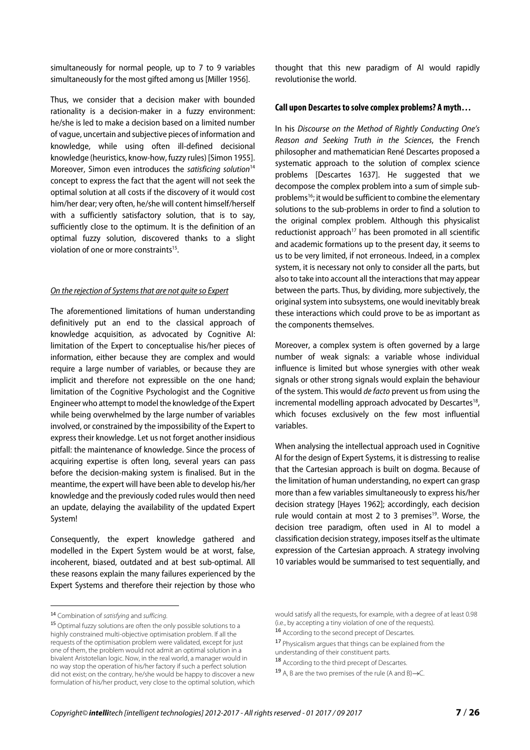simultaneously for normal people, up to 7 to 9 variables simultaneously for the most gifted among us [Miller 1956].

Thus, we consider that a decision maker with bounded rationality is a decision-maker in a fuzzy environment: he/she is led to make a decision based on a limited number of vague, uncertain and subjective pieces of information and knowledge, while using often ill-defined decisional knowledge (heuristics, know-how, fuzzy rules) [Simon 1955]. Moreover, Simon even introduces the *satisficing solution*[14] concept to express the fact that the agent will not seek the optimal solution at all costs if the discovery of it would cost him/her dear; very often, he/she will content himself/herself with a sufficiently satisfactory solution, that is to say, sufficiently close to the optimum. It is the definition of an optimal fuzzy solution, discovered thanks to a slight violation of one or more constraints[15].

### On the rejection of Systems that are not quite so Expert

The aforementioned limitations of human understanding definitively put an end to the classical approach of knowledge acquisition, as advocated by Cognitive AI: limitation of the Expert to conceptualise his/her pieces of information, either because they are complex and would require a large number of variables, or because they are implicit and therefore not expressible on the one hand; limitation of the Cognitive Psychologist and the Cognitive Engineer who attempt to model the knowledge of the Expert while being overwhelmed by the large number of variables involved, or constrained by the impossibility of the Expert to express their knowledge. Let us not forget another insidious pitfall: the maintenance of knowledge. Since the process of acquiring expertise is often long, several years can pass before the decision-making system is finalised. But in the meantime, the expert will have been able to develop his/her knowledge and the previously coded rules would then need an update, delaying the availability of the updated Expert System!

Consequently, the expert knowledge gathered and modelled in the Expert System would be at worst, false, incoherent, biased, outdated and at best sub-optimal. All these reasons explain the many failures experienced by the Expert Systems and therefore their rejection by those who thought that this new paradigm of AI would rapidly revolutionise the world.

### Call upon Descartes to solve complex problems? A myth…

In his *Discourse on the Method of Rightly Conducting One's Reason and Seeking Truth in the Sciences*, the French philosopher and mathematician René Descartes proposed a systematic approach to the solution of complex science problems [Descartes 1637]. He suggested that we decompose the complex problem into a sum of simple sub-problems[16]; it would be sufficient to combine the elementary solutions to the sub-problems in order to find a solution to the original complex problem. Although this physicalist reductionist approach[17] has been promoted in all scientific and academic formations up to the present day, it seems to us to be very limited, if not erroneous. Indeed, in a complex system, it is necessary not only to consider all the parts, but also to take into account all the interactions that may appear between the parts. Thus, by dividing, more subjectively, the original system into subsystems, one would inevitably break these interactions which could prove to be as important as the components themselves.

Moreover, a complex system is often governed by a large number of weak signals: a variable whose individual influence is limited but whose synergies with other weak signals or other strong signals would explain the behaviour of the system. This would *de facto* prevent us from using the incremental modelling approach advocated by Descartes[18], which focuses exclusively on the few most influential variables.

When analysing the intellectual approach used in Cognitive AI for the design of Expert Systems, it is distressing to realise that the Cartesian approach is built on dogma. Because of the limitation of human understanding, no expert can grasp more than a few variables simultaneously to express his/her decision strategy [Hayes 1962]; accordingly, each decision rule would contain at most 2 to 3 premises[19]. Worse, the decision tree paradigm, often used in AI to model a classification decision strategy, imposes itself as the ultimate expression of the Cartesian approach. A strategy involving 10 variables would be summarised to test sequentially, and

---

[14] Combination of *satisfying* and *sufficing*.

[15] Optimal fuzzy solutions are often the only possible solutions to a highly constrained multi-objective optimisation problem. If all the requests of the optimisation problem were validated, except for just one of them, the problem would not admit an optimal solution in a bivalent Aristotelian logic. Now, in the real world, a manager would in no way stop the operation of his/her factory if such a perfect solution did not exist; on the contrary, he/she would be happy to discover a new formulation of his/her product, very close to the optimal solution, which would satisfy all the requests, for example, with a degree of at least 0.98 (i.e., by accepting a tiny violation of one of the requests).

[16] According to the second precept of Descartes.

[17] Physicalism argues that things can be explained from the understanding of their constituent parts.

[18] According to the third precept of Descartes.

[19] A, B are the two premises of the rule (A and B)→C.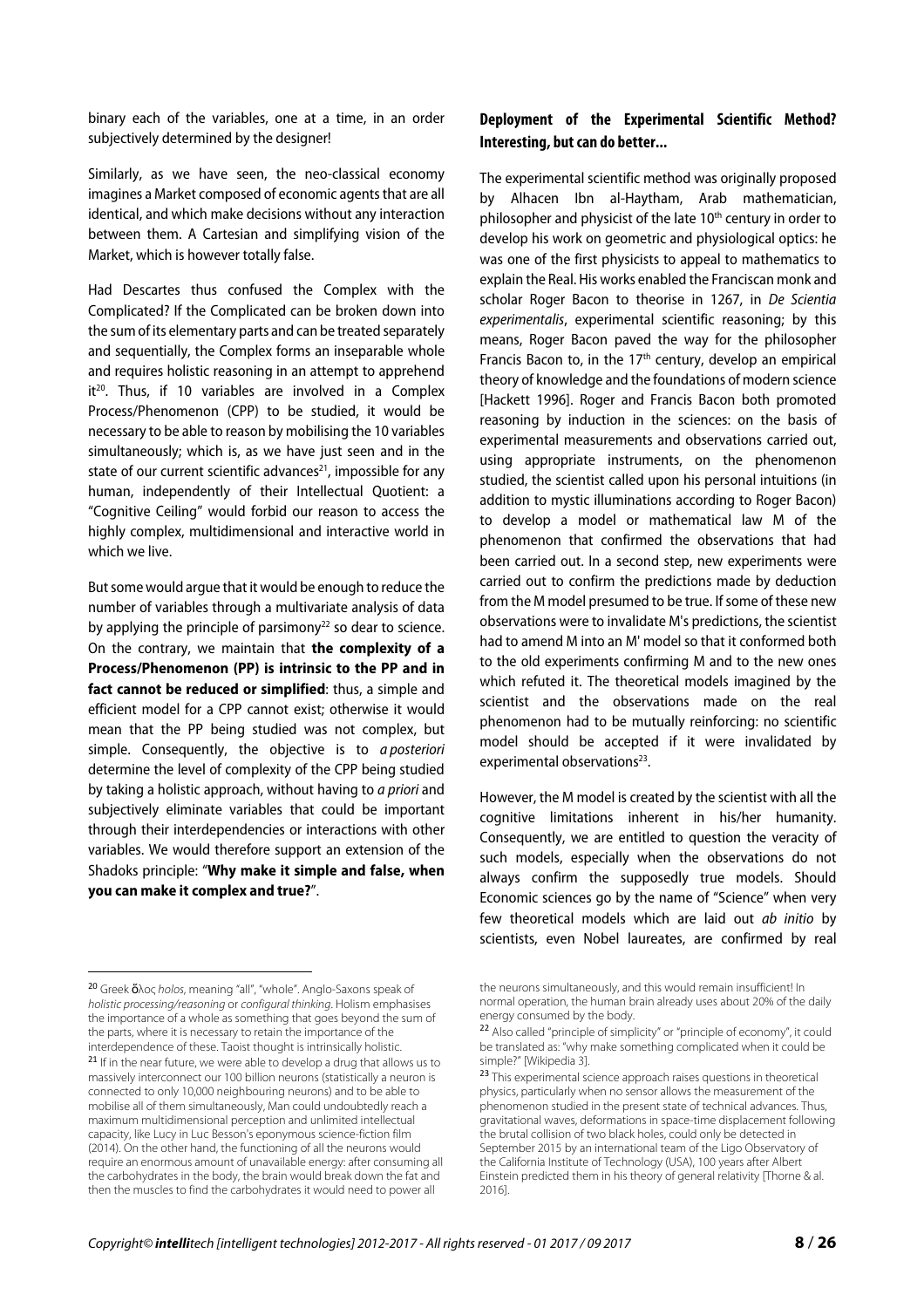binary each of the variables, one at a time, in an order subjectively determined by the designer!

Similarly, as we have seen, the neo-classical economy imagines a Market composed of economic agents that are all identical, and which make decisions without any interaction between them. A Cartesian and simplifying vision of the Market, which is however totally false.

Had Descartes thus confused the Complex with the Complicated? If the Complicated can be broken down into the sum of its elementary parts and can be treated separately and sequentially, the Complex forms an inseparable whole and requires holistic reasoning in an attempt to apprehend it[20]. Thus, if 10 variables are involved in a Complex Process/Phenomenon (CPP) to be studied, it would be necessary to be able to reason by mobilising the 10 variables simultaneously; which is, as we have just seen and in the state of our current scientific advances[21], impossible for any human, independently of their Intellectual Quotient: a "Cognitive Ceiling" would forbid our reason to access the highly complex, multidimensional and interactive world in which we live.

But some would argue that it would be enough to reduce the number of variables through a multivariate analysis of data by applying the principle of parsimony[22] so dear to science. On the contrary, we maintain that **the complexity of a Process/Phenomenon (PP) is intrinsic to the PP and in fact cannot be reduced or simplified**: thus, a simple and efficient model for a CPP cannot exist; otherwise it would mean that the PP being studied was not complex, but simple. Consequently, the objective is to *a posteriori* determine the level of complexity of the CPP being studied by taking a holistic approach, without having to *a priori* and subjectively eliminate variables that could be important through their interdependencies or interactions with other variables. We would therefore support an extension of the Shadoks principle: "**Why make it simple and false, when you can make it complex and true?**".

## Deployment of the Experimental Scientific Method? Interesting, but can do better...

The experimental scientific method was originally proposed by Alhacen Ibn al-Haytham, Arab mathematician, philosopher and physicist of the late 10th century in order to develop his work on geometric and physiological optics: he was one of the first physicists to appeal to mathematics to explain the Real. His works enabled the Franciscan monk and scholar Roger Bacon to theorise in 1267, in *De Scientia experimentalis*, experimental scientific reasoning; by this means, Roger Bacon paved the way for the philosopher Francis Bacon to, in the 17th century, develop an empirical theory of knowledge and the foundations of modern science [Hackett 1996]. Roger and Francis Bacon both promoted reasoning by induction in the sciences: on the basis of experimental measurements and observations carried out, using appropriate instruments, on the phenomenon studied, the scientist called upon his personal intuitions (in addition to mystic illuminations according to Roger Bacon) to develop a model or mathematical law M of the phenomenon that confirmed the observations that had been carried out. In a second step, new experiments were carried out to confirm the predictions made by deduction from the M model presumed to be true. If some of these new observations were to invalidate M's predictions, the scientist had to amend M into an M' model so that it conformed both to the old experiments confirming M and to the new ones which refuted it. The theoretical models imagined by the scientist and the observations made on the real phenomenon had to be mutually reinforcing: no scientific model should be accepted if it were invalidated by experimental observations[23].

However, the M model is created by the scientist with all the cognitive limitations inherent in his/her humanity. Consequently, we are entitled to question the veracity of such models, especially when the observations do not always confirm the supposedly true models. Should Economic sciences go by the name of "Science" when very few theoretical models which are laid out *ab initio* by scientists, even Nobel laureates, are confirmed by real

---

[20] Greek ὅλος *holos*, meaning "all", "whole". Anglo-Saxons speak of *holistic processing/reasoning* or *configural thinking*. Holism emphasises the importance of a whole as something that goes beyond the sum of the parts, where it is necessary to retain the importance of the interdependence of these. Taoist thought is intrinsically holistic.

[21] If in the near future, we were able to develop a drug that allows us to massively interconnect our 100 billion neurons (statistically a neuron is connected to only 10,000 neighbouring neurons) and to be able to mobilise all of them simultaneously, Man could undoubtedly reach a maximum multidimensional perception and unlimited intellectual capacity, like Lucy in Luc Besson's eponymous science-fiction film (2014). On the other hand, the functioning of all the neurons would require an enormous amount of unavailable energy: after consuming all the carbohydrates in the body, the brain would break down the fat and then the muscles to find the carbohydrates it would need to power all the neurons simultaneously, and this would remain insufficient! In normal operation, the human brain already uses about 20% of the daily energy consumed by the body.

[22] Also called "principle of simplicity" or "principle of economy", it could be translated as: "why make something complicated when it could be simple?" [Wikipedia 3].

[23] This experimental science approach raises questions in theoretical physics, particularly when no sensor allows the measurement of the phenomenon studied in the present state of technical advances. Thus, gravitational waves, deformations in space-time displacement following the brutal collision of two black holes, could only be detected in September 2015 by an international team of the Ligo Observatory of the California Institute of Technology (USA), 100 years after Albert Einstein predicted them in his theory of general relativity [Thorne & al. 2016].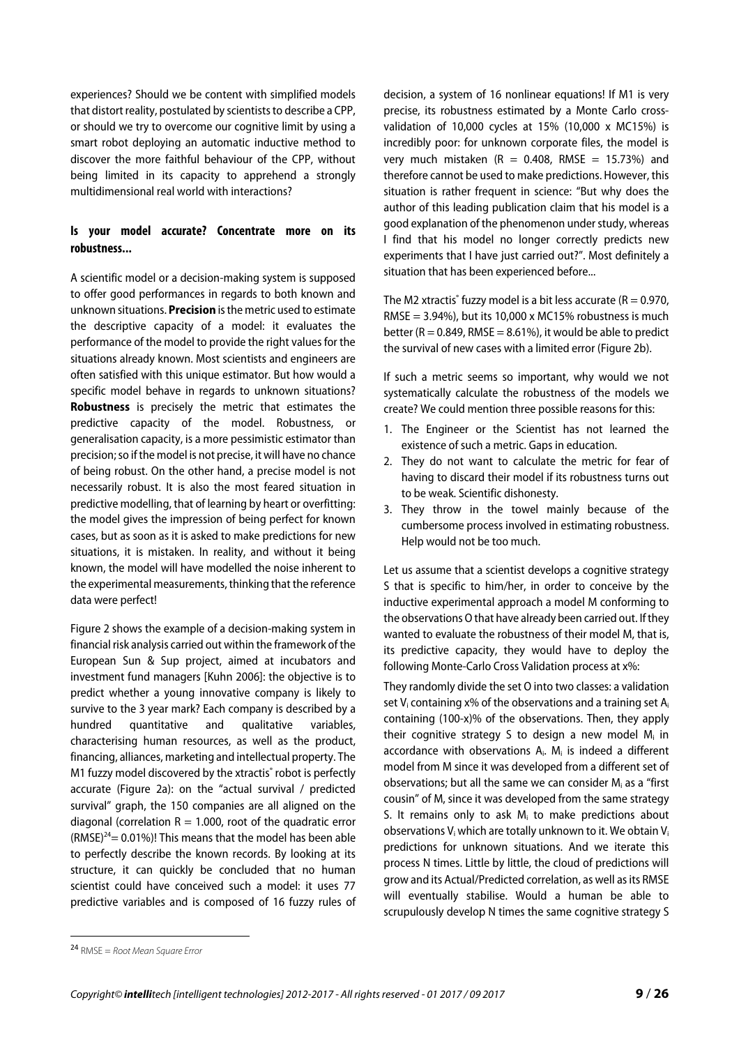experiences? Should we be content with simplified models that distort reality, postulated by scientists to describe a CPP, or should we try to overcome our cognitive limit by using a smart robot deploying an automatic inductive method to discover the more faithful behaviour of the CPP, without being limited in its capacity to apprehend a strongly multidimensional real world with interactions?

### Is your model accurate? Concentrate more on its robustness...

A scientific model or a decision-making system is supposed to offer good performances in regards to both known and unknown situations. **Precision** is the metric used to estimate the descriptive capacity of a model: it evaluates the performance of the model to provide the right values for the situations already known. Most scientists and engineers are often satisfied with this unique estimator. But how would a specific model behave in regards to unknown situations? **Robustness** is precisely the metric that estimates the predictive capacity of the model. Robustness, or generalisation capacity, is a more pessimistic estimator than precision; so if the model is not precise, it will have no chance of being robust. On the other hand, a precise model is not necessarily robust. It is also the most feared situation in predictive modelling, that of learning by heart or overfitting: the model gives the impression of being perfect for known cases, but as soon as it is asked to make predictions for new situations, it is mistaken. In reality, and without it being known, the model will have modelled the noise inherent to the experimental measurements, thinking that the reference data were perfect!

Figure 2 shows the example of a decision-making system in financial risk analysis carried out within the framework of the European Sun & Sup project, aimed at incubators and investment fund managers [Kuhn 2006]: the objective is to predict whether a young innovative company is likely to survive to the 3 year mark? Each company is described by a hundred quantitative and qualitative variables, characterising human resources, as well as the product, financing, alliances, marketing and intellectual property. The M1 fuzzy model discovered by the xtractis® robot is perfectly accurate (Figure 2a): on the "actual survival / predicted survival" graph, the 150 companies are all aligned on the diagonal (correlation R = 1.000, root of the quadratic error (RMSE)[24] = 0.01%)! This means that the model has been able to perfectly describe the known records. By looking at its structure, it can quickly be concluded that no human scientist could have conceived such a model: it uses 77 predictive variables and is composed of 16 fuzzy rules of decision, a system of 16 nonlinear equations! If M1 is very precise, its robustness estimated by a Monte Carlo cross-validation of 10,000 cycles at 15% (10,000 x MC15%) is incredibly poor: for unknown corporate files, the model is very much mistaken (R = 0.408, RMSE = 15.73%) and therefore cannot be used to make predictions. However, this situation is rather frequent in science: "But why does the author of this leading publication claim that his model is a good explanation of the phenomenon under study, whereas I find that his model no longer correctly predicts new experiments that I have just carried out?". Most definitely a situation that has been experienced before...

The M2 xtractis® fuzzy model is a bit less accurate (R = 0.970, RMSE = 3.94%), but its 10,000 x MC15% robustness is much better (R = 0.849, RMSE = 8.61%), it would be able to predict the survival of new cases with a limited error (Figure 2b).

If such a metric seems so important, why would we not systematically calculate the robustness of the models we create? We could mention three possible reasons for this:

1. The Engineer or the Scientist has not learned the existence of such a metric. Gaps in education.
2. They do not want to calculate the metric for fear of having to discard their model if its robustness turns out to be weak. Scientific dishonesty.
3. They throw in the towel mainly because of the cumbersome process involved in estimating robustness. Help would not be too much.

Let us assume that a scientist develops a cognitive strategy S that is specific to him/her, in order to conceive by the inductive experimental approach a model M conforming to the observations O that have already been carried out. If they wanted to evaluate the robustness of their model M, that is, its predictive capacity, they would have to deploy the following Monte-Carlo Cross Validation process at x%:

They randomly divide the set O into two classes: a validation set $V_i$ containing x% of the observations and a training set $A_i$ containing (100-x)% of the observations. Then, they apply their cognitive strategy S to design a new model $M_i$ in accordance with observations $A_i$. $M_i$ is indeed a different model from M since it was developed from a different set of observations; but all the same we can consider $M_i$ as a "first cousin" of M, since it was developed from the same strategy S. It remains only to ask $M_i$ to make predictions about observations $V_i$ which are totally unknown to it. We obtain $V_i$ predictions for unknown situations. And we iterate this process N times. Little by little, the cloud of predictions will grow and its Actual/Predicted correlation, as well as its RMSE will eventually stabilise. Would a human be able to scrupulously develop N times the same cognitive strategy S

[24] RMSE = *Root Mean Square Error*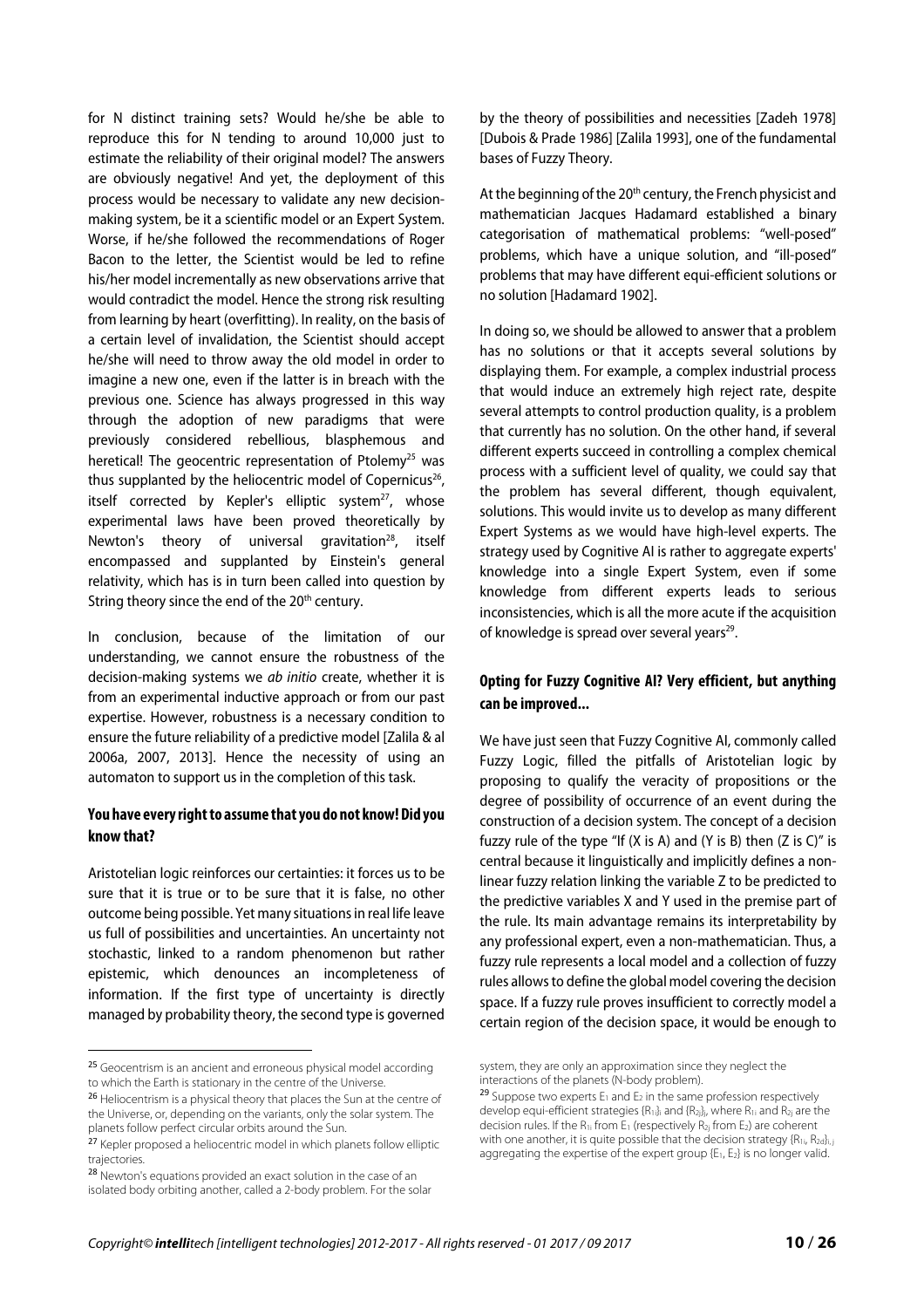for N distinct training sets? Would he/she be able to reproduce this for N tending to around 10,000 just to estimate the reliability of their original model? The answers are obviously negative! And yet, the deployment of this process would be necessary to validate any new decision-making system, be it a scientific model or an Expert System. Worse, if he/she followed the recommendations of Roger Bacon to the letter, the Scientist would be led to refine his/her model incrementally as new observations arrive that would contradict the model. Hence the strong risk resulting from learning by heart (overfitting). In reality, on the basis of a certain level of invalidation, the Scientist should accept he/she will need to throw away the old model in order to imagine a new one, even if the latter is in breach with the previous one. Science has always progressed in this way through the adoption of new paradigms that were previously considered rebellious, blasphemous and heretical! The geocentric representation of Ptolemy[25] was thus supplanted by the heliocentric model of Copernicus[26], itself corrected by Kepler's elliptic system[27], whose experimental laws have been proved theoretically by Newton's theory of universal gravitation[28], itself encompassed and supplanted by Einstein's general relativity, which has is in turn been called into question by String theory since the end of the 20th century.

In conclusion, because of the limitation of our understanding, we cannot ensure the robustness of the decision-making systems we *ab initio* create, whether it is from an experimental inductive approach or from our past expertise. However, robustness is a necessary condition to ensure the future reliability of a predictive model [Zalila & al 2006a, 2007, 2013]. Hence the necessity of using an automaton to support us in the completion of this task.

### You have every right to assume that you do not know! Did you know that?

Aristotelian logic reinforces our certainties: it forces us to be sure that it is true or to be sure that it is false, no other outcome being possible. Yet many situations in real life leave us full of possibilities and uncertainties. An uncertainty not stochastic, linked to a random phenomenon but rather epistemic, which denounces an incompleteness of information. If the first type of uncertainty is directly managed by probability theory, the second type is governed by the theory of possibilities and necessities [Zadeh 1978] [Dubois & Prade 1986] [Zalila 1993], one of the fundamental bases of Fuzzy Theory.

At the beginning of the 20th century, the French physicist and mathematician Jacques Hadamard established a binary categorisation of mathematical problems: "well-posed" problems, which have a unique solution, and "ill-posed" problems that may have different equi-efficient solutions or no solution [Hadamard 1902].

In doing so, we should be allowed to answer that a problem has no solutions or that it accepts several solutions by displaying them. For example, a complex industrial process that would induce an extremely high reject rate, despite several attempts to control production quality, is a problem that currently has no solution. On the other hand, if several different experts succeed in controlling a complex chemical process with a sufficient level of quality, we could say that the problem has several different, though equivalent, solutions. This would invite us to develop as many different Expert Systems as we would have high-level experts. The strategy used by Cognitive AI is rather to aggregate experts' knowledge into a single Expert System, even if some knowledge from different experts leads to serious inconsistencies, which is all the more acute if the acquisition of knowledge is spread over several years[29].

### Opting for Fuzzy Cognitive AI? Very efficient, but anything can be improved...

We have just seen that Fuzzy Cognitive AI, commonly called Fuzzy Logic, filled the pitfalls of Aristotelian logic by proposing to qualify the veracity of propositions or the degree of possibility of occurrence of an event during the construction of a decision system. The concept of a decision fuzzy rule of the type "If (X is A) and (Y is B) then (Z is C)" is central because it linguistically and implicitly defines a non-linear fuzzy relation linking the variable Z to be predicted to the predictive variables X and Y used in the premise part of the rule. Its main advantage remains its interpretability by any professional expert, even a non-mathematician. Thus, a fuzzy rule represents a local model and a collection of fuzzy rules allows to define the global model covering the decision space. If a fuzzy rule proves insufficient to correctly model a certain region of the decision space, it would be enough to

---

[25] Geocentrism is an ancient and erroneous physical model according to which the Earth is stationary in the centre of the Universe.

[26] Heliocentrism is a physical theory that places the Sun at the centre of the Universe, or, depending on the variants, only the solar system. The planets follow perfect circular orbits around the Sun.

[27] Kepler proposed a heliocentric model in which planets follow elliptic trajectories.

[28] Newton's equations provided an exact solution in the case of an isolated body orbiting another, called a 2-body problem. For the solar system, they are only an approximation since they neglect the interactions of the planets (N-body problem).

[29] Suppose two experts $E_1$ and $E_2$ in the same profession respectively develop equi-efficient strategies $\{R_{1i}\}_i$ and $\{R_{2j}\}_j$, where $R_{1i}$ and $R_{2j}$ are the decision rules. If the $R_{1i}$ from $E_1$ (respectively $R_{2j}$ from $E_2$) are coherent with one another, it is quite possible that the decision strategy $\{R_{1i}, R_{2d}\}_{i,j}$ aggregating the expertise of the expert group $\{E_1, E_2\}$ is no longer valid.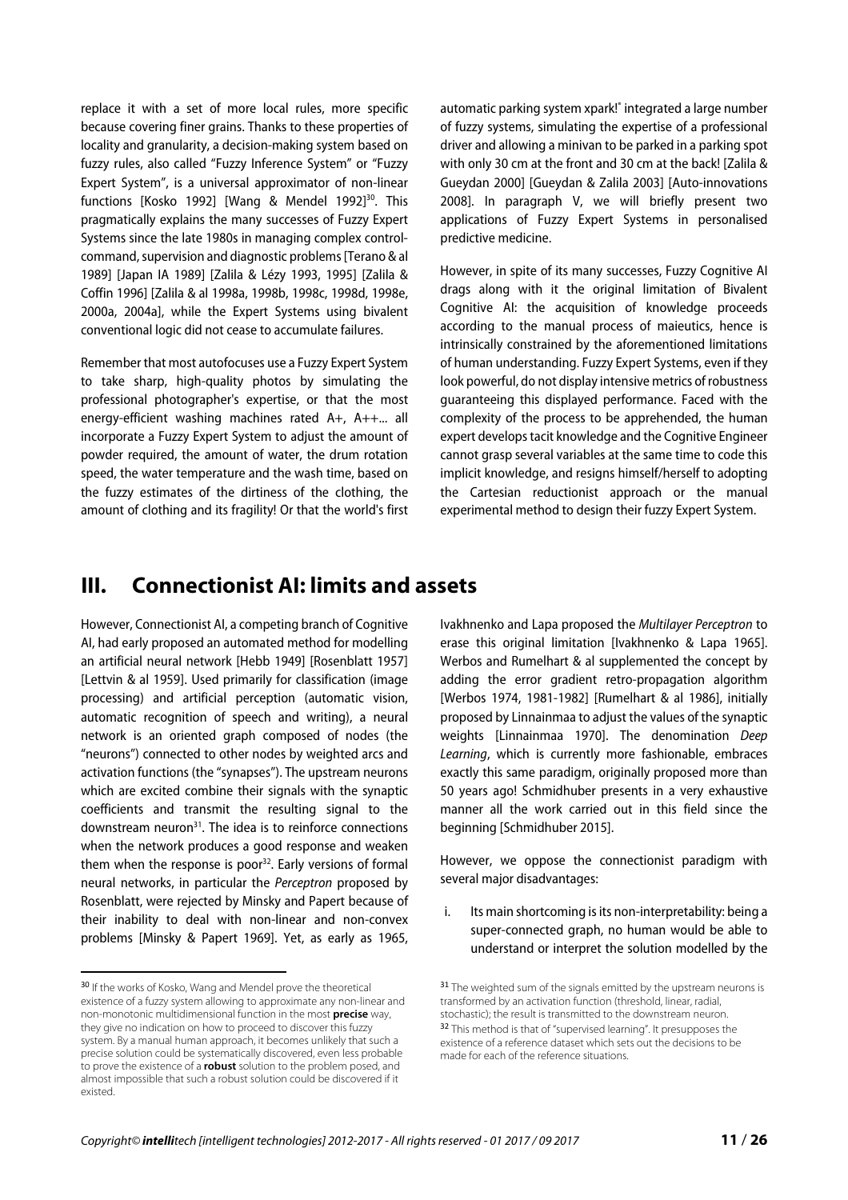replace it with a set of more local rules, more specific because covering finer grains. Thanks to these properties of locality and granularity, a decision-making system based on fuzzy rules, also called "Fuzzy Inference System" or "Fuzzy Expert System", is a universal approximator of non-linear functions [Kosko 1992] [Wang & Mendel 1992][30]. This pragmatically explains the many successes of Fuzzy Expert Systems since the late 1980s in managing complex control-command, supervision and diagnostic problems [Terano & al 1989] [Japan IA 1989] [Zalila & Lézy 1993, 1995] [Zalila & Coffin 1996] [Zalila & al 1998a, 1998b, 1998c, 1998d, 1998e, 2000a, 2004a], while the Expert Systems using bivalent conventional logic did not cease to accumulate failures.

Remember that most autofocuses use a Fuzzy Expert System to take sharp, high-quality photos by simulating the professional photographer's expertise, or that the most energy-efficient washing machines rated A+, A++... all incorporate a Fuzzy Expert System to adjust the amount of powder required, the amount of water, the drum rotation speed, the water temperature and the wash time, based on the fuzzy estimates of the dirtiness of the clothing, the amount of clothing and its fragility! Or that the world's first automatic parking system xpark!® integrated a large number of fuzzy systems, simulating the expertise of a professional driver and allowing a minivan to be parked in a parking spot with only 30 cm at the front and 30 cm at the back! [Zalila & Gueydan 2000] [Gueydan & Zalila 2003] [Auto-innovations 2008]. In paragraph V, we will briefly present two applications of Fuzzy Expert Systems in personalised predictive medicine.

However, in spite of its many successes, Fuzzy Cognitive AI drags along with it the original limitation of Bivalent Cognitive AI: the acquisition of knowledge proceeds according to the manual process of maieutics, hence is intrinsically constrained by the aforementioned limitations of human understanding. Fuzzy Expert Systems, even if they look powerful, do not display intensive metrics of robustness guaranteeing this displayed performance. Faced with the complexity of the process to be apprehended, the human expert develops tacit knowledge and the Cognitive Engineer cannot grasp several variables at the same time to code this implicit knowledge, and resigns himself/herself to adopting the Cartesian reductionist approach or the manual experimental method to design their fuzzy Expert System.

# III. Connectionist AI: limits and assets

However, Connectionist AI, a competing branch of Cognitive AI, had early proposed an automated method for modelling an artificial neural network [Hebb 1949] [Rosenblatt 1957] [Lettvin & al 1959]. Used primarily for classification (image processing) and artificial perception (automatic vision, automatic recognition of speech and writing), a neural network is an oriented graph composed of nodes (the "neurons") connected to other nodes by weighted arcs and activation functions (the "synapses"). The upstream neurons which are excited combine their signals with the synaptic coefficients and transmit the resulting signal to the downstream neuron[31]. The idea is to reinforce connections when the network produces a good response and weaken them when the response is poor[32]. Early versions of formal neural networks, in particular the *Perceptron* proposed by Rosenblatt, were rejected by Minsky and Papert because of their inability to deal with non-linear and non-convex problems [Minsky & Papert 1969]. Yet, as early as 1965, Ivakhnenko and Lapa proposed the *Multilayer Perceptron* to erase this original limitation [Ivakhnenko & Lapa 1965]. Werbos and Rumelhart & al supplemented the concept by adding the error gradient retro-propagation algorithm [Werbos 1974, 1981-1982] [Rumelhart & al 1986], initially proposed by Linnainmaa to adjust the values of the synaptic weights [Linnainmaa 1970]. The denomination *Deep Learning*, which is currently more fashionable, embraces exactly this same paradigm, originally proposed more than 50 years ago! Schmidhuber presents in a very exhaustive manner all the work carried out in this field since the beginning [Schmidhuber 2015].

However, we oppose the connectionist paradigm with several major disadvantages:

i. Its main shortcoming is its non-interpretability: being a super-connected graph, no human would be able to understand or interpret the solution modelled by the

---

[30] If the works of Kosko, Wang and Mendel prove the theoretical existence of a fuzzy system allowing to approximate any non-linear and non-monotonic multidimensional function in the most **precise** way, they give no indication on how to proceed to discover this fuzzy system. By a manual human approach, it becomes unlikely that such a precise solution could be systematically discovered, even less probable to prove the existence of a **robust** solution to the problem posed, and almost impossible that such a robust solution could be discovered if it existed.

[31] The weighted sum of the signals emitted by the upstream neurons is transformed by an activation function (threshold, linear, radial, stochastic); the result is transmitted to the downstream neuron.

[32] This method is that of "supervised learning". It presupposes the existence of a reference dataset which sets out the decisions to be made for each of the reference situations.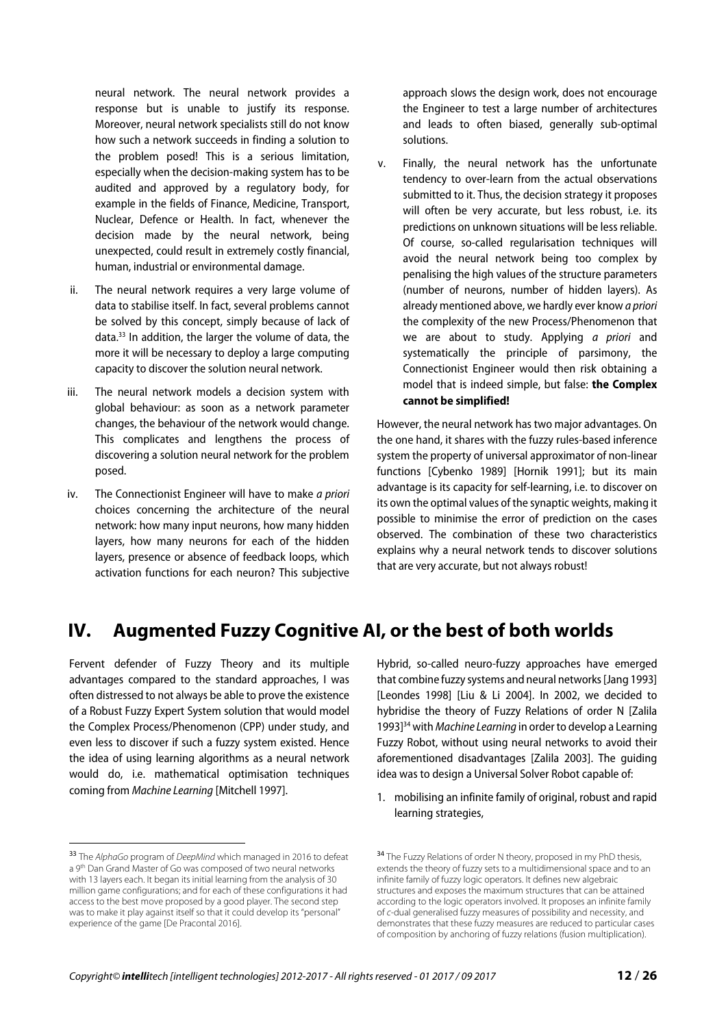neural network. The neural network provides a response but is unable to justify its response. Moreover, neural network specialists still do not know how such a network succeeds in finding a solution to the problem posed! This is a serious limitation, especially when the decision-making system has to be audited and approved by a regulatory body, for example in the fields of Finance, Medicine, Transport, Nuclear, Defence or Health. In fact, whenever the decision made by the neural network, being unexpected, could result in extremely costly financial, human, industrial or environmental damage.

ii. The neural network requires a very large volume of data to stabilise itself. In fact, several problems cannot be solved by this concept, simply because of lack of data.[33] In addition, the larger the volume of data, the more it will be necessary to deploy a large computing capacity to discover the solution neural network.

iii. The neural network models a decision system with global behaviour: as soon as a network parameter changes, the behaviour of the network would change. This complicates and lengthens the process of discovering a solution neural network for the problem posed.

iv. The Connectionist Engineer will have to make *a priori* choices concerning the architecture of the neural network: how many input neurons, how many hidden layers, how many neurons for each of the hidden layers, presence or absence of feedback loops, which activation functions for each neuron? This subjective approach slows the design work, does not encourage the Engineer to test a large number of architectures and leads to often biased, generally sub-optimal solutions.

v. Finally, the neural network has the unfortunate tendency to over-learn from the actual observations submitted to it. Thus, the decision strategy it proposes will often be very accurate, but less robust, i.e. its predictions on unknown situations will be less reliable. Of course, so-called regularisation techniques will avoid the neural network being too complex by penalising the high values of the structure parameters (number of neurons, number of hidden layers). As already mentioned above, we hardly ever know *a priori* the complexity of the new Process/Phenomenon that we are about to study. Applying *a priori* and systematically the principle of parsimony, the Connectionist Engineer would then risk obtaining a model that is indeed simple, but false: **the Complex cannot be simplified!**

However, the neural network has two major advantages. On the one hand, it shares with the fuzzy rules-based inference system the property of universal approximator of non-linear functions [Cybenko 1989] [Hornik 1991]; but its main advantage is its capacity for self-learning, i.e. to discover on its own the optimal values of the synaptic weights, making it possible to minimise the error of prediction on the cases observed. The combination of these two characteristics explains why a neural network tends to discover solutions that are very accurate, but not always robust!

# IV. Augmented Fuzzy Cognitive AI, or the best of both worlds

Fervent defender of Fuzzy Theory and its multiple advantages compared to the standard approaches, I was often distressed to not always be able to prove the existence of a Robust Fuzzy Expert System solution that would model the Complex Process/Phenomenon (CPP) under study, and even less to discover if such a fuzzy system existed. Hence the idea of using learning algorithms as a neural network would do, i.e. mathematical optimisation techniques coming from *Machine Learning* [Mitchell 1997].

Hybrid, so-called neuro-fuzzy approaches have emerged that combine fuzzy systems and neural networks [Jang 1993] [Leondes 1998] [Liu & Li 2004]. In 2002, we decided to hybridise the theory of Fuzzy Relations of order N [Zalila 1993][34] with *Machine Learning* in order to develop a Learning Fuzzy Robot, without using neural networks to avoid their aforementioned disadvantages [Zalila 2003]. The guiding idea was to design a Universal Solver Robot capable of:

1. mobilising an infinite family of original, robust and rapid learning strategies,

---

[33] The *AlphaGo* program of *DeepMind* which managed in 2016 to defeat a 9th Dan Grand Master of Go was composed of two neural networks with 13 layers each. It began its initial learning from the analysis of 30 million game configurations; and for each of these configurations it had access to the best move proposed by a good player. The second step was to make it play against itself so that it could develop its "personal" experience of the game [De Pracontal 2016].

[34] The Fuzzy Relations of order N theory, proposed in my PhD thesis, extends the theory of fuzzy sets to a multidimensional space and to an infinite family of fuzzy logic operators. It defines new algebraic structures and exposes the maximum structures that can be attained according to the logic operators involved. It proposes an infinite family of *c*-dual generalised fuzzy measures of possibility and necessity, and demonstrates that these fuzzy measures are reduced to particular cases of composition by anchoring of fuzzy relations (fusion multiplication).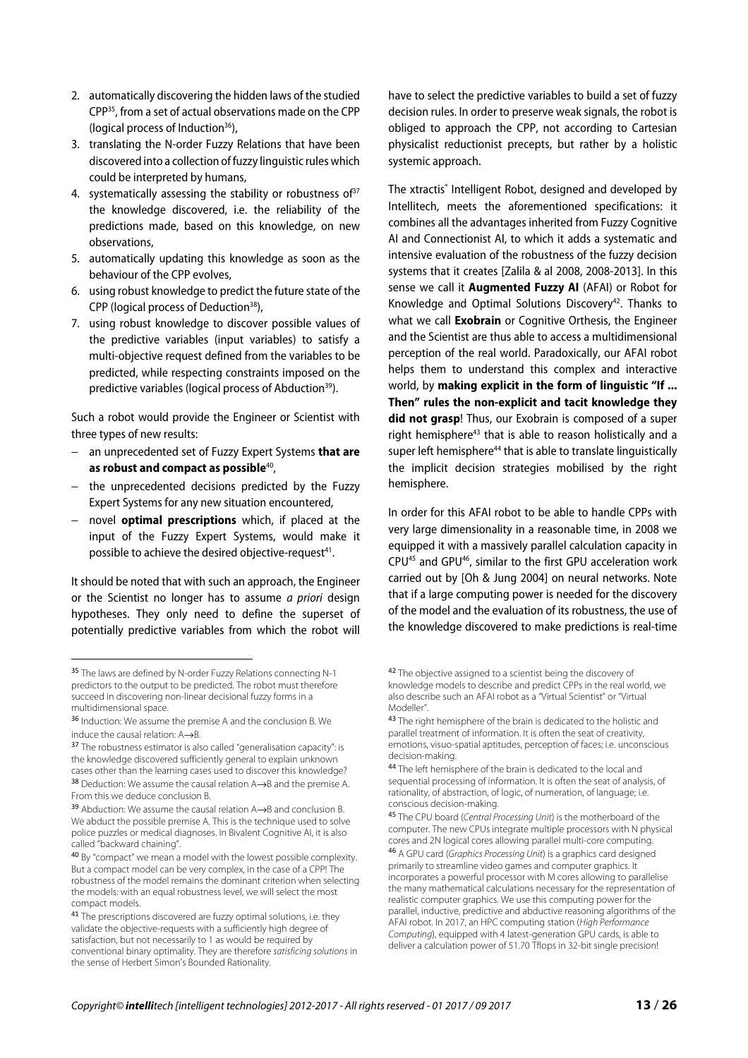2. automatically discovering the hidden laws of the studied CPP[35], from a set of actual observations made on the CPP (logical process of Induction[36]),
3. translating the N-order Fuzzy Relations that have been discovered into a collection of fuzzy linguistic rules which could be interpreted by humans,
4. systematically assessing the stability or robustness of[37] the knowledge discovered, i.e. the reliability of the predictions made, based on this knowledge, on new observations,
5. automatically updating this knowledge as soon as the behaviour of the CPP evolves,
6. using robust knowledge to predict the future state of the CPP (logical process of Deduction[38]),
7. using robust knowledge to discover possible values of the predictive variables (input variables) to satisfy a multi-objective request defined from the variables to be predicted, while respecting constraints imposed on the predictive variables (logical process of Abduction[39]).

Such a robot would provide the Engineer or Scientist with three types of new results:

- an unprecedented set of Fuzzy Expert Systems **that are as robust and compact as possible**[40],
- the unprecedented decisions predicted by the Fuzzy Expert Systems for any new situation encountered,
- novel **optimal prescriptions** which, if placed at the input of the Fuzzy Expert Systems, would make it possible to achieve the desired objective-request[41].

It should be noted that with such an approach, the Engineer or the Scientist no longer has to assume *a priori* design hypotheses. They only need to define the superset of potentially predictive variables from which the robot will have to select the predictive variables to build a set of fuzzy decision rules. In order to preserve weak signals, the robot is obliged to approach the CPP, not according to Cartesian physicalist reductionist precepts, but rather by a holistic systemic approach.

The xtractis® Intelligent Robot, designed and developed by Intellitech, meets the aforementioned specifications: it combines all the advantages inherited from Fuzzy Cognitive AI and Connectionist AI, to which it adds a systematic and intensive evaluation of the robustness of the fuzzy decision systems that it creates [Zalila & al 2008, 2008-2013]. In this sense we call it **Augmented Fuzzy AI** (AFAI) or Robot for Knowledge and Optimal Solutions Discovery[42]. Thanks to what we call **Exobrain** or Cognitive Orthesis, the Engineer and the Scientist are thus able to access a multidimensional perception of the real world. Paradoxically, our AFAI robot helps them to understand this complex and interactive world, by **making explicit in the form of linguistic "If ... Then" rules the non-explicit and tacit knowledge they did not grasp**! Thus, our Exobrain is composed of a super right hemisphere[43] that is able to reason holistically and a super left hemisphere[44] that is able to translate linguistically the implicit decision strategies mobilised by the right hemisphere.

In order for this AFAI robot to be able to handle CPPs with very large dimensionality in a reasonable time, in 2008 we equipped it with a massively parallel calculation capacity in CPU[45] and GPU[46], similar to the first GPU acceleration work carried out by [Oh & Jung 2004] on neural networks. Note that if a large computing power is needed for the discovery of the model and the evaluation of its robustness, the use of the knowledge discovered to make predictions is real-time

---

[35] The laws are defined by N-order Fuzzy Relations connecting N-1 predictors to the output to be predicted. The robot must therefore succeed in discovering non-linear decisional fuzzy forms in a multidimensional space.

[36] Induction: We assume the premise A and the conclusion B. We induce the causal relation: A→B.

[37] The robustness estimator is also called "generalisation capacity": is the knowledge discovered sufficiently general to explain unknown cases other than the learning cases used to discover this knowledge?

[38] Deduction: We assume the causal relation A→B and the premise A. From this we deduce conclusion B.

[39] Abduction: We assume the causal relation A→B and conclusion B. We abduct the possible premise A. This is the technique used to solve police puzzles or medical diagnoses. In Bivalent Cognitive AI, it is also called "backward chaining".

[40] By "compact" we mean a model with the lowest possible complexity. But a compact model can be very complex, in the case of a CPP! The robustness of the model remains the dominant criterion when selecting the models: with an equal robustness level, we will select the most compact models.

[41] The prescriptions discovered are fuzzy optimal solutions, i.e. they validate the objective-requests with a sufficiently high degree of satisfaction, but not necessarily to 1 as would be required by conventional binary optimality. They are therefore *satisficing solutions* in the sense of Herbert Simon's Bounded Rationality.

[42] The objective assigned to a scientist being the discovery of knowledge models to describe and predict CPPs in the real world, we also describe such an AFAI robot as a "Virtual Scientist" or "Virtual Modeller".

[43] The right hemisphere of the brain is dedicated to the holistic and parallel treatment of information. It is often the seat of creativity, emotions, visuo-spatial aptitudes, perception of faces; i.e. unconscious decision-making.

[44] The left hemisphere of the brain is dedicated to the local and sequential processing of information. It is often the seat of analysis, of rationality, of abstraction, of logic, of numeration, of language; i.e. conscious decision-making.

[45] The CPU board (*Central Processing Unit*) is the motherboard of the computer. The new CPUs integrate multiple processors with N physical cores and 2N logical cores allowing parallel multi-core computing.

[46] A GPU card (*Graphics Processing Unit*) is a graphics card designed primarily to streamline video games and computer graphics. It incorporates a powerful processor with M cores allowing to parallelise the many mathematical calculations necessary for the representation of realistic computer graphics. We use this computing power for the parallel, inductive, predictive and abductive reasoning algorithms of the AFAI robot. In 2017, an HPC computing station (*High Performance Computing*), equipped with 4 latest-generation GPU cards, is able to deliver a calculation power of 51.70 Tflops in 32-bit single precision!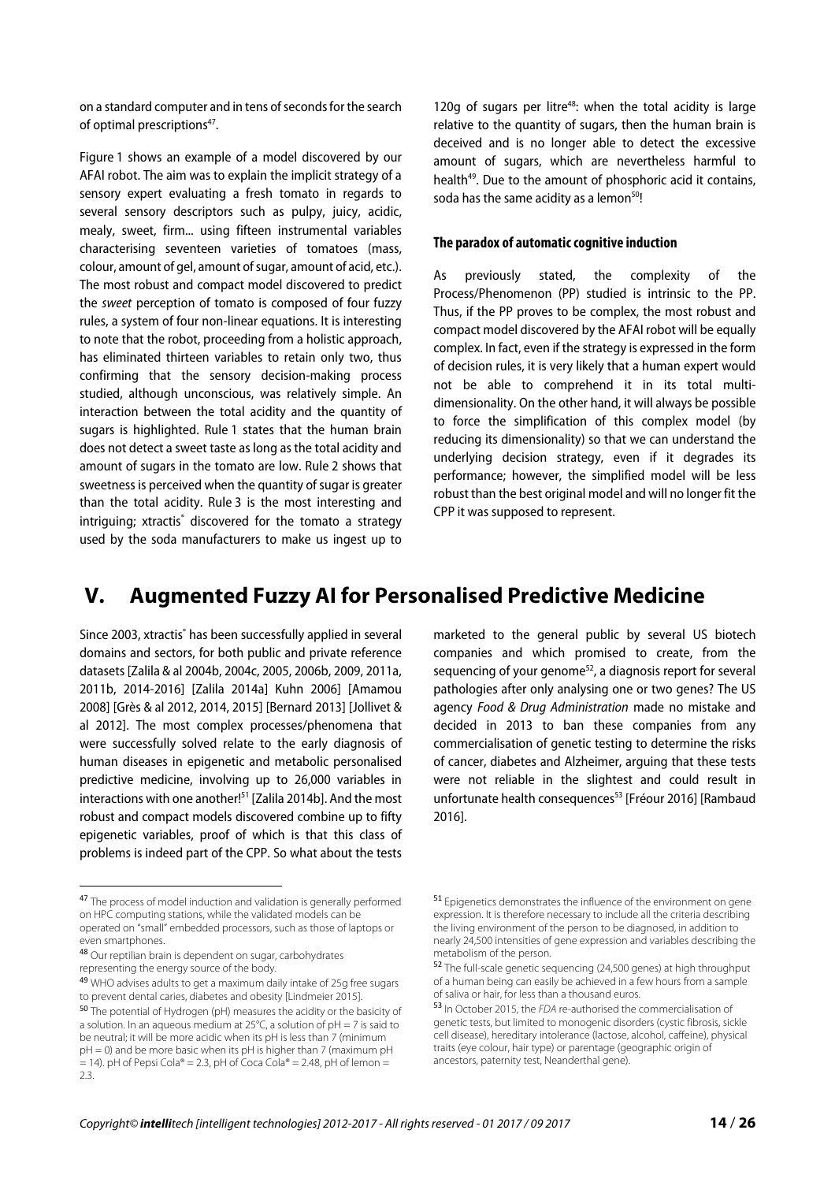on a standard computer and in tens of seconds for the search of optimal prescriptions[47].

Figure 1 shows an example of a model discovered by our AFAI robot. The aim was to explain the implicit strategy of a sensory expert evaluating a fresh tomato in regards to several sensory descriptors such as pulpy, juicy, acidic, mealy, sweet, firm... using fifteen instrumental variables characterising seventeen varieties of tomatoes (mass, colour, amount of gel, amount of sugar, amount of acid, etc.). The most robust and compact model discovered to predict the *sweet* perception of tomato is composed of four fuzzy rules, a system of four non-linear equations. It is interesting to note that the robot, proceeding from a holistic approach, has eliminated thirteen variables to retain only two, thus confirming that the sensory decision-making process studied, although unconscious, was relatively simple. An interaction between the total acidity and the quantity of sugars is highlighted. Rule 1 states that the human brain does not detect a sweet taste as long as the total acidity and amount of sugars in the tomato are low. Rule 2 shows that sweetness is perceived when the quantity of sugar is greater than the total acidity. Rule 3 is the most interesting and intriguing; xtractis® discovered for the tomato a strategy used by the soda manufacturers to make us ingest up to 120g of sugars per litre[48]: when the total acidity is large relative to the quantity of sugars, then the human brain is deceived and is no longer able to detect the excessive amount of sugars, which are nevertheless harmful to health[49]. Due to the amount of phosphoric acid it contains, soda has the same acidity as a lemon[50]!

#### The paradox of automatic cognitive induction

As previously stated, the complexity of the Process/Phenomenon (PP) studied is intrinsic to the PP. Thus, if the PP proves to be complex, the most robust and compact model discovered by the AFAI robot will be equally complex. In fact, even if the strategy is expressed in the form of decision rules, it is very likely that a human expert would not be able to comprehend it in its total multi-dimensionality. On the other hand, it will always be possible to force the simplification of this complex model (by reducing its dimensionality) so that we can understand the underlying decision strategy, even if it degrades its performance; however, the simplified model will be less robust than the best original model and will no longer fit the CPP it was supposed to represent.

## V. Augmented Fuzzy AI for Personalised Predictive Medicine

Since 2003, xtractis® has been successfully applied in several domains and sectors, for both public and private reference datasets [Zalila & al 2004b, 2004c, 2005, 2006b, 2009, 2011a, 2011b, 2014-2016] [Zalila 2014a] Kuhn 2006] [Amamou 2008] [Grès & al 2012, 2014, 2015] [Bernard 2013] [Jollivet & al 2012]. The most complex processes/phenomena that were successfully solved relate to the early diagnosis of human diseases in epigenetic and metabolic personalised predictive medicine, involving up to 26,000 variables in interactions with one another![51] [Zalila 2014b]. And the most robust and compact models discovered combine up to fifty epigenetic variables, proof of which is that this class of problems is indeed part of the CPP. So what about the tests marketed to the general public by several US biotech companies and which promised to create, from the sequencing of your genome[52], a diagnosis report for several pathologies after only analysing one or two genes? The US agency *Food & Drug Administration* made no mistake and decided in 2013 to ban these companies from any commercialisation of genetic testing to determine the risks of cancer, diabetes and Alzheimer, arguing that these tests were not reliable in the slightest and could result in unfortunate health consequences[53] [Fréour 2016] [Rambaud 2016].

---

[47] The process of model induction and validation is generally performed on HPC computing stations, while the validated models can be operated on "small" embedded processors, such as those of laptops or even smartphones.

[48] Our reptilian brain is dependent on sugar, carbohydrates representing the energy source of the body.

[49] WHO advises adults to get a maximum daily intake of 25g free sugars to prevent dental caries, diabetes and obesity [Lindmeier 2015].

[50] The potential of Hydrogen (pH) measures the acidity or the basicity of a solution. In an aqueous medium at 25°C, a solution of pH = 7 is said to be neutral; it will be more acidic when its pH is less than 7 (minimum pH = 0) and be more basic when its pH is higher than 7 (maximum pH = 14). pH of Pepsi Cola® = 2.3, pH of Coca Cola® = 2.48, pH of lemon = 2.3.

[51] Epigenetics demonstrates the influence of the environment on gene expression. It is therefore necessary to include all the criteria describing the living environment of the person to be diagnosed, in addition to nearly 24,500 intensities of gene expression and variables describing the metabolism of the person.

[52] The full-scale genetic sequencing (24,500 genes) at high throughput of a human being can easily be achieved in a few hours from a sample of saliva or hair, for less than a thousand euros.

[53] In October 2015, the *FDA* re-authorised the commercialisation of genetic tests, but limited to monogenic disorders (cystic fibrosis, sickle cell disease), hereditary intolerance (lactose, alcohol, caffeine), physical traits (eye colour, hair type) or parentage (geographic origin of ancestors, paternity test, Neanderthal gene).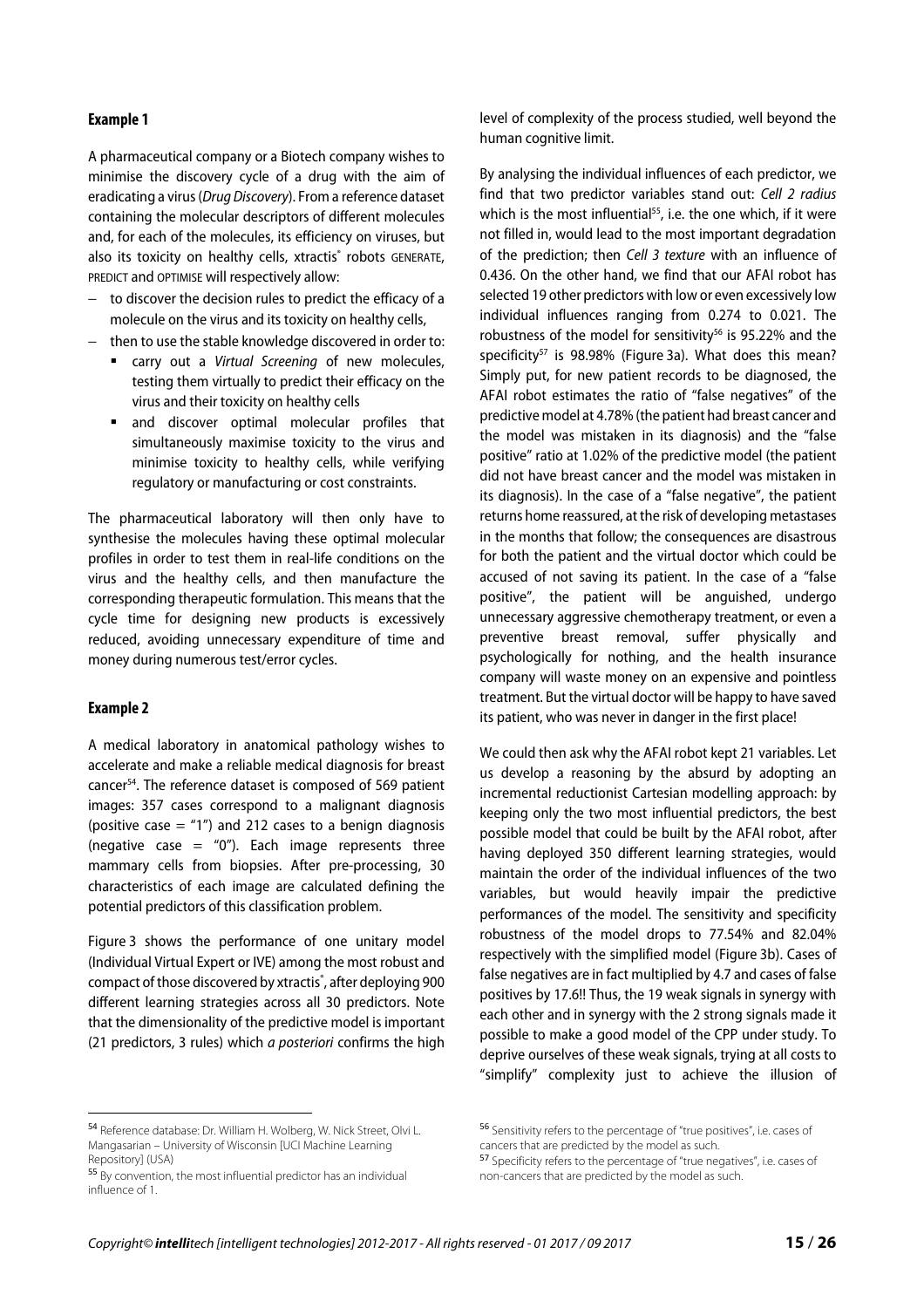### Example 1

A pharmaceutical company or a Biotech company wishes to minimise the discovery cycle of a drug with the aim of eradicating a virus (*Drug Discovery*). From a reference dataset containing the molecular descriptors of different molecules and, for each of the molecules, its efficiency on viruses, but also its toxicity on healthy cells, xtractis® robots GENERATE, PREDICT and OPTIMISE will respectively allow:

- to discover the decision rules to predict the efficacy of a molecule on the virus and its toxicity on healthy cells,
- then to use the stable knowledge discovered in order to:
  - carry out a *Virtual Screening* of new molecules, testing them virtually to predict their efficacy on the virus and their toxicity on healthy cells
  - and discover optimal molecular profiles that simultaneously maximise toxicity to the virus and minimise toxicity to healthy cells, while verifying regulatory or manufacturing or cost constraints.

The pharmaceutical laboratory will then only have to synthesise the molecules having these optimal molecular profiles in order to test them in real-life conditions on the virus and the healthy cells, and then manufacture the corresponding therapeutic formulation. This means that the cycle time for designing new products is excessively reduced, avoiding unnecessary expenditure of time and money during numerous test/error cycles.

### Example 2

A medical laboratory in anatomical pathology wishes to accelerate and make a reliable medical diagnosis for breast cancer[54]. The reference dataset is composed of 569 patient images: 357 cases correspond to a malignant diagnosis (positive case = "1") and 212 cases to a benign diagnosis (negative case = "0"). Each image represents three mammary cells from biopsies. After pre-processing, 30 characteristics of each image are calculated defining the potential predictors of this classification problem.

Figure 3 shows the performance of one unitary model (Individual Virtual Expert or IVE) among the most robust and compact of those discovered by xtractis®, after deploying 900 different learning strategies across all 30 predictors. Note that the dimensionality of the predictive model is important (21 predictors, 3 rules) which *a posteriori* confirms the high level of complexity of the process studied, well beyond the human cognitive limit.

By analysing the individual influences of each predictor, we find that two predictor variables stand out: *Cell 2 radius* which is the most influential[55], i.e. the one which, if it were not filled in, would lead to the most important degradation of the prediction; then *Cell 3 texture* with an influence of 0.436. On the other hand, we find that our AFAI robot has selected 19 other predictors with low or even excessively low individual influences ranging from 0.274 to 0.021. The robustness of the model for sensitivity[56] is 95.22% and the specificity[57] is 98.98% (Figure 3a). What does this mean? Simply put, for new patient records to be diagnosed, the AFAI robot estimates the ratio of "false negatives" of the predictive model at 4.78% (the patient had breast cancer and the model was mistaken in its diagnosis) and the "false positive" ratio at 1.02% of the predictive model (the patient did not have breast cancer and the model was mistaken in its diagnosis). In the case of a "false negative", the patient returns home reassured, at the risk of developing metastases in the months that follow; the consequences are disastrous for both the patient and the virtual doctor which could be accused of not saving its patient. In the case of a "false positive", the patient will be anguished, undergo unnecessary aggressive chemotherapy treatment, or even a preventive breast removal, suffer physically and psychologically for nothing, and the health insurance company will waste money on an expensive and pointless treatment. But the virtual doctor will be happy to have saved its patient, who was never in danger in the first place!

We could then ask why the AFAI robot kept 21 variables. Let us develop a reasoning by the absurd by adopting an incremental reductionist Cartesian modelling approach: by keeping only the two most influential predictors, the best possible model that could be built by the AFAI robot, after having deployed 350 different learning strategies, would maintain the order of the individual influences of the two variables, but would heavily impair the predictive performances of the model. The sensitivity and specificity robustness of the model drops to 77.54% and 82.04% respectively with the simplified model (Figure 3b). Cases of false negatives are in fact multiplied by 4.7 and cases of false positives by 17.6!! Thus, the 19 weak signals in synergy with each other and in synergy with the 2 strong signals made it possible to make a good model of the CPP under study. To deprive ourselves of these weak signals, trying at all costs to "simplify" complexity just to achieve the illusion of

[54] Reference database: Dr. William H. Wolberg, W. Nick Street, Olvi L. Mangasarian – University of Wisconsin [UCI Machine Learning Repository] (USA)

[55] By convention, the most influential predictor has an individual influence of 1.

[56] Sensitivity refers to the percentage of "true positives", i.e. cases of cancers that are predicted by the model as such.

[57] Specificity refers to the percentage of "true negatives", i.e. cases of non-cancers that are predicted by the model as such.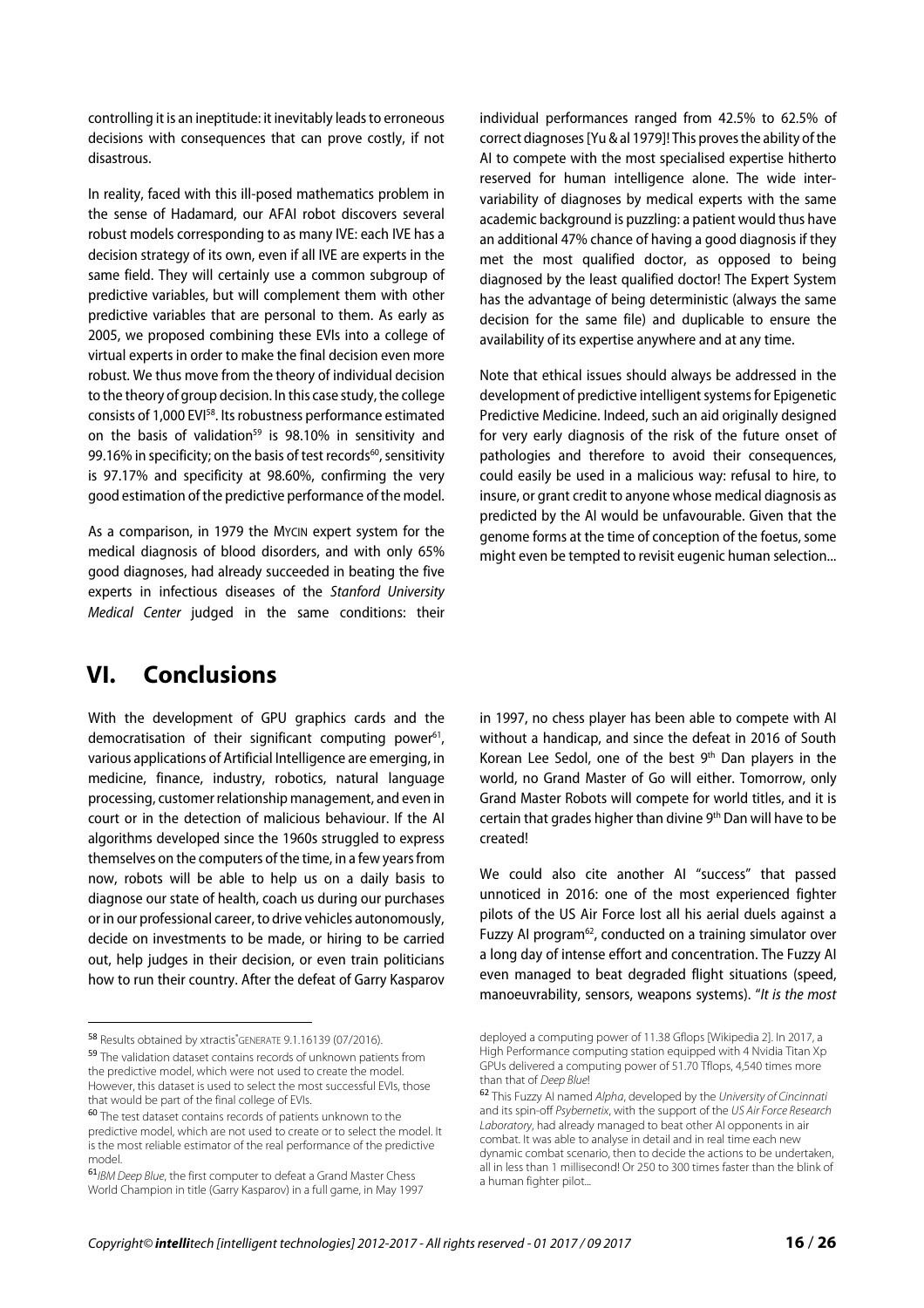controlling it is an ineptitude: it inevitably leads to erroneous decisions with consequences that can prove costly, if not disastrous.

In reality, faced with this ill-posed mathematics problem in the sense of Hadamard, our AFAI robot discovers several robust models corresponding to as many IVE: each IVE has a decision strategy of its own, even if all IVE are experts in the same field. They will certainly use a common subgroup of predictive variables, but will complement them with other predictive variables that are personal to them. As early as 2005, we proposed combining these EVIs into a college of virtual experts in order to make the final decision even more robust. We thus move from the theory of individual decision to the theory of group decision. In this case study, the college consists of 1,000 EVI[58]. Its robustness performance estimated on the basis of validation[59] is 98.10% in sensitivity and 99.16% in specificity; on the basis of test records[60], sensitivity is 97.17% and specificity at 98.60%, confirming the very good estimation of the predictive performance of the model.

As a comparison, in 1979 the MYCIN expert system for the medical diagnosis of blood disorders, and with only 65% good diagnoses, had already succeeded in beating the five experts in infectious diseases of the *Stanford University Medical Center* judged in the same conditions: their individual performances ranged from 42.5% to 62.5% of correct diagnoses [Yu & al 1979]! This proves the ability of the AI to compete with the most specialised expertise hitherto reserved for human intelligence alone. The wide inter-variability of diagnoses by medical experts with the same academic background is puzzling: a patient would thus have an additional 47% chance of having a good diagnosis if they met the most qualified doctor, as opposed to being diagnosed by the least qualified doctor! The Expert System has the advantage of being deterministic (always the same decision for the same file) and duplicable to ensure the availability of its expertise anywhere and at any time.

Note that ethical issues should always be addressed in the development of predictive intelligent systems for Epigenetic Predictive Medicine. Indeed, such an aid originally designed for very early diagnosis of the risk of the future onset of pathologies and therefore to avoid their consequences, could easily be used in a malicious way: refusal to hire, to insure, or grant credit to anyone whose medical diagnosis as predicted by the AI would be unfavourable. Given that the genome forms at the time of conception of the foetus, some might even be tempted to revisit eugenic human selection...

# VI. Conclusions

With the development of GPU graphics cards and the democratisation of their significant computing power[61], various applications of Artificial Intelligence are emerging, in medicine, finance, industry, robotics, natural language processing, customer relationship management, and even in court or in the detection of malicious behaviour. If the AI algorithms developed since the 1960s struggled to express themselves on the computers of the time, in a few years from now, robots will be able to help us on a daily basis to diagnose our state of health, coach us during our purchases or in our professional career, to drive vehicles autonomously, decide on investments to be made, or hiring to be carried out, help judges in their decision, or even train politicians how to run their country. After the defeat of Garry Kasparov in 1997, no chess player has been able to compete with AI without a handicap, and since the defeat in 2016 of South Korean Lee Sedol, one of the best 9th Dan players in the world, no Grand Master of Go will either. Tomorrow, only Grand Master Robots will compete for world titles, and it is certain that grades higher than divine 9th Dan will have to be created!

We could also cite another AI "success" that passed unnoticed in 2016: one of the most experienced fighter pilots of the US Air Force lost all his aerial duels against a Fuzzy AI program[62], conducted on a training simulator over a long day of intense effort and concentration. The Fuzzy AI even managed to beat degraded flight situations (speed, manoeuvrability, sensors, weapons systems). "*It is the most*

---

[58] Results obtained by xtractis®GENERATE 9.1.16139 (07/2016).

[59] The validation dataset contains records of unknown patients from the predictive model, which were not used to create the model. However, this dataset is used to select the most successful EVIs, those that would be part of the final college of EVIs.

[60] The test dataset contains records of patients unknown to the predictive model, which are not used to create or to select the model. It is the most reliable estimator of the real performance of the predictive model.

[61] *IBM Deep Blue*, the first computer to defeat a Grand Master Chess World Champion in title (Garry Kasparov) in a full game, in May 1997 deployed a computing power of 11.38 Gflops [Wikipedia 2]. In 2017, a High Performance computing station equipped with 4 Nvidia Titan Xp GPUs delivered a computing power of 51.70 Tflops, 4,540 times more than that of *Deep Blue*!

[62] This Fuzzy AI named *Alpha*, developed by the *University of Cincinnati* and its spin-off *Psybernetix*, with the support of the *US Air Force Research Laboratory*, had already managed to beat other AI opponents in air combat. It was able to analyse in detail and in real time each new dynamic combat scenario, then to decide the actions to be undertaken, all in less than 1 millisecond! Or 250 to 300 times faster than the blink of a human fighter pilot...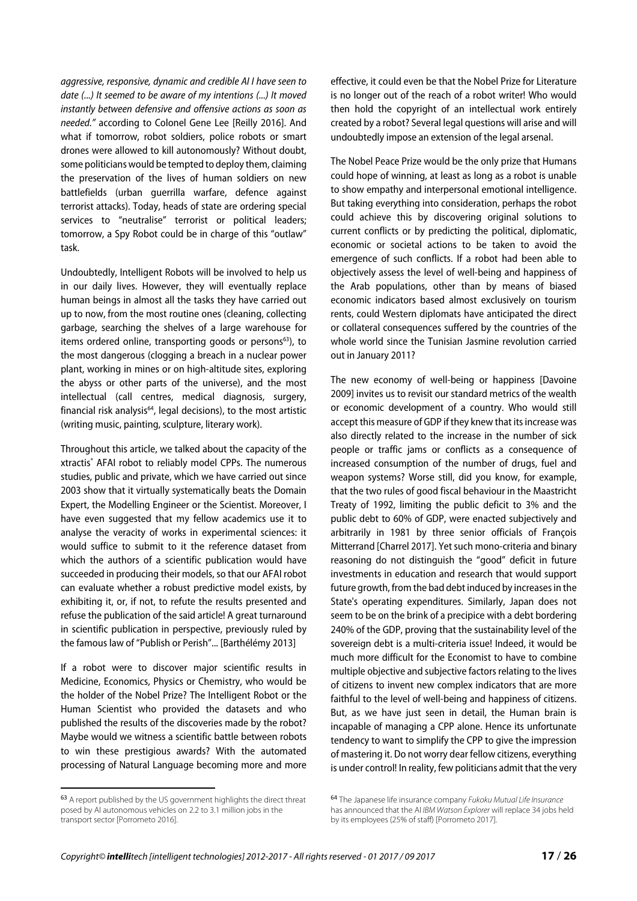*aggressive, responsive, dynamic and credible AI I have seen to date (...) It seemed to be aware of my intentions (...) It moved instantly between defensive and offensive actions as soon as needed."* according to Colonel Gene Lee [Reilly 2016]. And what if tomorrow, robot soldiers, police robots or smart drones were allowed to kill autonomously? Without doubt, some politicians would be tempted to deploy them, claiming the preservation of the lives of human soldiers on new battlefields (urban guerrilla warfare, defence against terrorist attacks). Today, heads of state are ordering special services to "neutralise" terrorist or political leaders; tomorrow, a Spy Robot could be in charge of this "outlaw" task.

Undoubtedly, Intelligent Robots will be involved to help us in our daily lives. However, they will eventually replace human beings in almost all the tasks they have carried out up to now, from the most routine ones (cleaning, collecting garbage, searching the shelves of a large warehouse for items ordered online, transporting goods or persons[63]), to the most dangerous (clogging a breach in a nuclear power plant, working in mines or on high-altitude sites, exploring the abyss or other parts of the universe), and the most intellectual (call centres, medical diagnosis, surgery, financial risk analysis[64], legal decisions), to the most artistic (writing music, painting, sculpture, literary work).

Throughout this article, we talked about the capacity of the xtractis® AFAI robot to reliably model CPPs. The numerous studies, public and private, which we have carried out since 2003 show that it virtually systematically beats the Domain Expert, the Modelling Engineer or the Scientist. Moreover, I have even suggested that my fellow academics use it to analyse the veracity of works in experimental sciences: it would suffice to submit to it the reference dataset from which the authors of a scientific publication would have succeeded in producing their models, so that our AFAI robot can evaluate whether a robust predictive model exists, by exhibiting it, or, if not, to refute the results presented and refuse the publication of the said article! A great turnaround in scientific publication in perspective, previously ruled by the famous law of "Publish or Perish"... [Barthélémy 2013]

If a robot were to discover major scientific results in Medicine, Economics, Physics or Chemistry, who would be the holder of the Nobel Prize? The Intelligent Robot or the Human Scientist who provided the datasets and who published the results of the discoveries made by the robot? Maybe would we witness a scientific battle between robots to win these prestigious awards? With the automated processing of Natural Language becoming more and more effective, it could even be that the Nobel Prize for Literature is no longer out of the reach of a robot writer! Who would then hold the copyright of an intellectual work entirely created by a robot? Several legal questions will arise and will undoubtedly impose an extension of the legal arsenal.

The Nobel Peace Prize would be the only prize that Humans could hope of winning, at least as long as a robot is unable to show empathy and interpersonal emotional intelligence. But taking everything into consideration, perhaps the robot could achieve this by discovering original solutions to current conflicts or by predicting the political, diplomatic, economic or societal actions to be taken to avoid the emergence of such conflicts. If a robot had been able to objectively assess the level of well-being and happiness of the Arab populations, other than by means of biased economic indicators based almost exclusively on tourism rents, could Western diplomats have anticipated the direct or collateral consequences suffered by the countries of the whole world since the Tunisian Jasmine revolution carried out in January 2011?

The new economy of well-being or happiness [Davoine 2009] invites us to revisit our standard metrics of the wealth or economic development of a country. Who would still accept this measure of GDP if they knew that its increase was also directly related to the increase in the number of sick people or traffic jams or conflicts as a consequence of increased consumption of the number of drugs, fuel and weapon systems? Worse still, did you know, for example, that the two rules of good fiscal behaviour in the Maastricht Treaty of 1992, limiting the public deficit to 3% and the public debt to 60% of GDP, were enacted subjectively and arbitrarily in 1981 by three senior officials of François Mitterrand [Charrel 2017]. Yet such mono-criteria and binary reasoning do not distinguish the "good" deficit in future investments in education and research that would support future growth, from the bad debt induced by increases in the State's operating expenditures. Similarly, Japan does not seem to be on the brink of a precipice with a debt bordering 240% of the GDP, proving that the sustainability level of the sovereign debt is a multi-criteria issue! Indeed, it would be much more difficult for the Economist to have to combine multiple objective and subjective factors relating to the lives of citizens to invent new complex indicators that are more faithful to the level of well-being and happiness of citizens. But, as we have just seen in detail, the Human brain is incapable of managing a CPP alone. Hence its unfortunate tendency to want to simplify the CPP to give the impression of mastering it. Do not worry dear fellow citizens, everything is under control! In reality, few politicians admit that the very

---

[63] A report published by the US government highlights the direct threat posed by AI autonomous vehicles on 2.2 to 3.1 million jobs in the transport sector [Porrometo 2016].

[64] The Japanese life insurance company *Fukoku Mutual Life Insurance* has announced that the AI *IBM Watson Explorer* will replace 34 jobs held by its employees (25% of staff) [Porrometo 2017].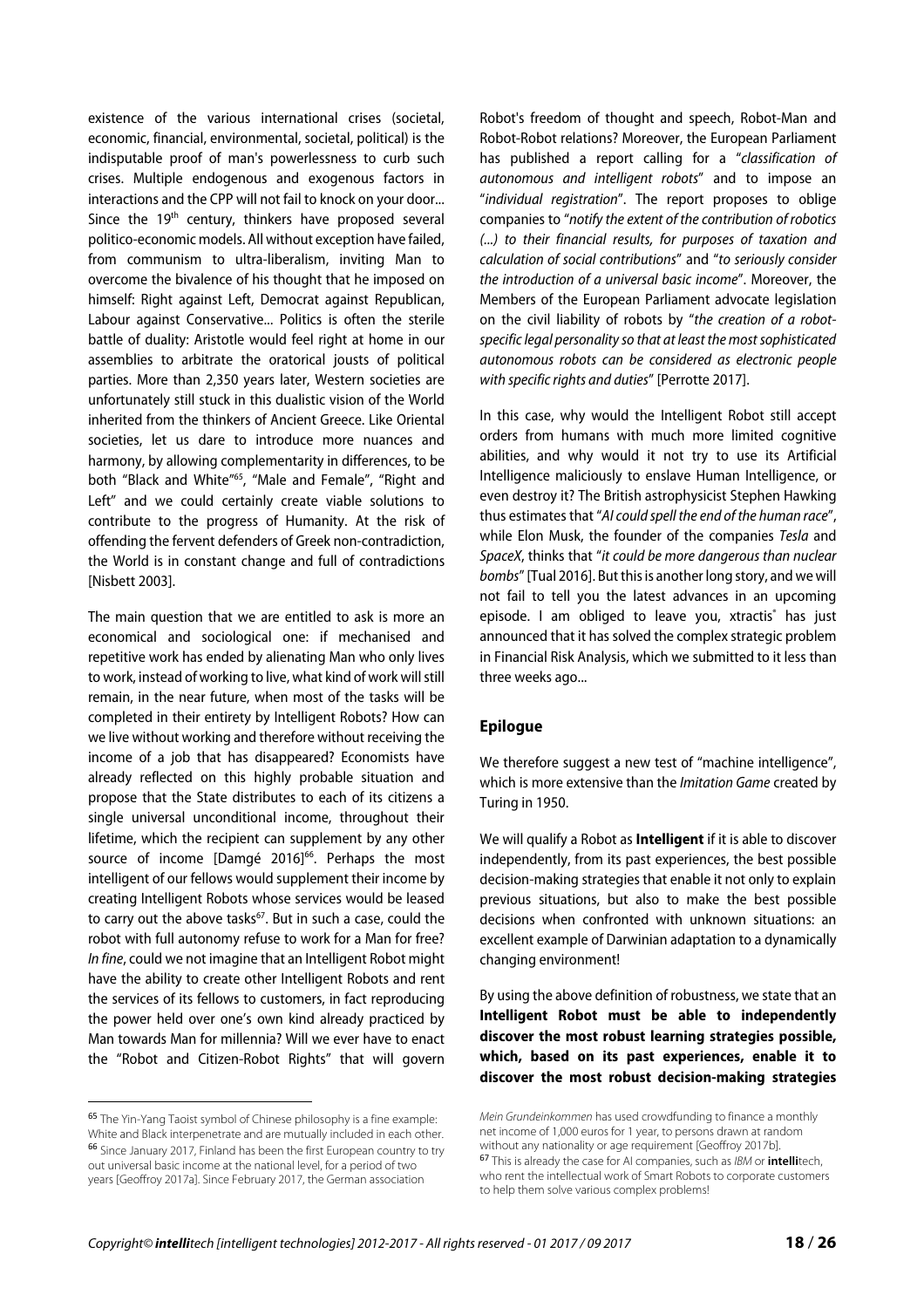existence of the various international crises (societal, economic, financial, environmental, societal, political) is the indisputable proof of man's powerlessness to curb such crises. Multiple endogenous and exogenous factors in interactions and the CPP will not fail to knock on your door... Since the 19th century, thinkers have proposed several politico-economic models. All without exception have failed, from communism to ultra-liberalism, inviting Man to overcome the bivalence of his thought that he imposed on himself: Right against Left, Democrat against Republican, Labour against Conservative... Politics is often the sterile battle of duality: Aristotle would feel right at home in our assemblies to arbitrate the oratorical jousts of political parties. More than 2,350 years later, Western societies are unfortunately still stuck in this dualistic vision of the World inherited from the thinkers of Ancient Greece. Like Oriental societies, let us dare to introduce more nuances and harmony, by allowing complementarity in differences, to be both "Black and White"[65], "Male and Female", "Right and Left" and we could certainly create viable solutions to contribute to the progress of Humanity. At the risk of offending the fervent defenders of Greek non-contradiction, the World is in constant change and full of contradictions [Nisbett 2003].

The main question that we are entitled to ask is more an economical and sociological one: if mechanised and repetitive work has ended by alienating Man who only lives to work, instead of working to live, what kind of work will still remain, in the near future, when most of the tasks will be completed in their entirety by Intelligent Robots? How can we live without working and therefore without receiving the income of a job that has disappeared? Economists have already reflected on this highly probable situation and propose that the State distributes to each of its citizens a single universal unconditional income, throughout their lifetime, which the recipient can supplement by any other source of income [Damgé 2016][66]. Perhaps the most intelligent of our fellows would supplement their income by creating Intelligent Robots whose services would be leased to carry out the above tasks[67]. But in such a case, could the robot with full autonomy refuse to work for a Man for free? *In fine*, could we not imagine that an Intelligent Robot might have the ability to create other Intelligent Robots and rent the services of its fellows to customers, in fact reproducing the power held over one's own kind already practiced by Man towards Man for millennia? Will we ever have to enact the "Robot and Citizen-Robot Rights" that will govern Robot's freedom of thought and speech, Robot-Man and Robot-Robot relations? Moreover, the European Parliament has published a report calling for a "*classification of autonomous and intelligent robots*" and to impose an "*individual registration*". The report proposes to oblige companies to "*notify the extent of the contribution of robotics (...) to their financial results, for purposes of taxation and calculation of social contributions*" and "*to seriously consider the introduction of a universal basic income*". Moreover, the Members of the European Parliament advocate legislation on the civil liability of robots by "*the creation of a robot-specific legal personality so that at least the most sophisticated autonomous robots can be considered as electronic people with specific rights and duties*" [Perrotte 2017].

In this case, why would the Intelligent Robot still accept orders from humans with much more limited cognitive abilities, and why would it not try to use its Artificial Intelligence maliciously to enslave Human Intelligence, or even destroy it? The British astrophysicist Stephen Hawking thus estimates that "*AI could spell the end of the human race*", while Elon Musk, the founder of the companies *Tesla* and *SpaceX*, thinks that "*it could be more dangerous than nuclear bombs*" [Tual 2016]. But this is another long story, and we will not fail to tell you the latest advances in an upcoming episode. I am obliged to leave you, xtractis® has just announced that it has solved the complex strategic problem in Financial Risk Analysis, which we submitted to it less than three weeks ago...

## Epilogue

We therefore suggest a new test of "machine intelligence", which is more extensive than the *Imitation Game* created by Turing in 1950.

We will qualify a Robot as **Intelligent** if it is able to discover independently, from its past experiences, the best possible decision-making strategies that enable it not only to explain previous situations, but also to make the best possible decisions when confronted with unknown situations: an excellent example of Darwinian adaptation to a dynamically changing environment!

By using the above definition of robustness, we state that an **Intelligent Robot must be able to independently discover the most robust learning strategies possible, which, based on its past experiences, enable it to discover the most robust decision-making strategies**

---

[65] The Yin-Yang Taoist symbol of Chinese philosophy is a fine example: White and Black interpenetrate and are mutually included in each other.

[66] Since January 2017, Finland has been the first European country to try out universal basic income at the national level, for a period of two years [Geoffroy 2017a]. Since February 2017, the German association *Mein Grundeinkommen* has used crowdfunding to finance a monthly net income of 1,000 euros for 1 year, to persons drawn at random without any nationality or age requirement [Geoffroy 2017b].

[67] This is already the case for AI companies, such as *IBM* or **intelli**tech, who rent the intellectual work of Smart Robots to corporate customers to help them solve various complex problems!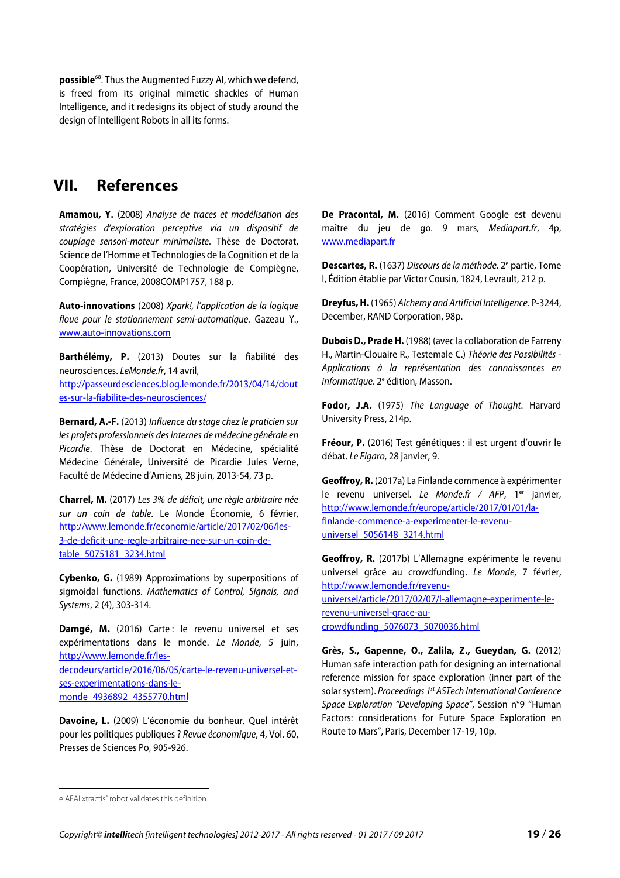**possible**[68]. Thus the Augmented Fuzzy AI, which we defend, is freed from its original mimetic shackles of Human Intelligence, and it redesigns its object of study around the design of Intelligent Robots in all its forms.

# VII. References

**Amamou, Y.** (2008) *Analyse de traces et modélisation des stratégies d'exploration perceptive via un dispositif de couplage sensori-moteur minimaliste*. Thèse de Doctorat, Science de l'Homme et Technologies de la Cognition et de la Coopération, Université de Technologie de Compiègne, Compiègne, France, 2008COMP1757, 188 p.

**Auto-innovations** (2008) *Xpark!, l'application de la logique floue pour le stationnement semi-automatique*. Gazeau Y., www.auto-innovations.com

**Barthélémy, P.** (2013) Doutes sur la fiabilité des neurosciences. *LeMonde.fr*, 14 avril, http://passeurdesciences.blog.lemonde.fr/2013/04/14/doutes-sur-la-fiabilite-des-neurosciences/

**Bernard, A.-F.** (2013) *Influence du stage chez le praticien sur les projets professionnels des internes de médecine générale en Picardie*. Thèse de Doctorat en Médecine, spécialité Médecine Générale, Université de Picardie Jules Verne, Faculté de Médecine d'Amiens, 28 juin, 2013-54, 73 p.

**Charrel, M.** (2017) *Les 3% de déficit, une règle arbitraire née sur un coin de table*. Le Monde Économie, 6 février, http://www.lemonde.fr/economie/article/2017/02/06/les-3-de-deficit-une-regle-arbitraire-nee-sur-un-coin-de-table_5075181_3234.html

**Cybenko, G.** (1989) Approximations by superpositions of sigmoidal functions. *Mathematics of Control, Signals, and Systems*, 2 (4), 303-314.

**Damgé, M.** (2016) Carte : le revenu universel et ses expérimentations dans le monde. *Le Monde*, 5 juin, http://www.lemonde.fr/les-decodeurs/article/2016/06/05/carte-le-revenu-universel-et-ses-experimentations-dans-le-monde_4936892_4355770.html

**Davoine, L.** (2009) L'économie du bonheur. Quel intérêt pour les politiques publiques ? *Revue économique*, 4, Vol. 60, Presses de Sciences Po, 905-926.

**De Pracontal, M.** (2016) Comment Google est devenu maître du jeu de go. 9 mars, *Mediapart.fr*, 4p, www.mediapart.fr

**Descartes, R.** (1637) *Discours de la méthode*. 2e partie, Tome I, Édition établie par Victor Cousin, 1824, Levrault, 212 p.

**Dreyfus, H.** (1965) *Alchemy and Artificial Intelligence*. P-3244, December, RAND Corporation, 98p.

**Dubois D., Prade H.** (1988) (avec la collaboration de Farreny H., Martin-Clouaire R., Testemale C.) *Théorie des Possibilités - Applications à la représentation des connaissances en informatique*. 2e édition, Masson.

**Fodor, J.A.** (1975) *The Language of Thought*. Harvard University Press, 214p.

**Fréour, P.** (2016) Test génétiques : il est urgent d'ouvrir le débat. *Le Figaro*, 28 janvier, 9.

**Geoffroy, R.** (2017a) La Finlande commence à expérimenter le revenu universel. *Le Monde.fr / AFP*, 1er janvier, http://www.lemonde.fr/europe/article/2017/01/01/la-finlande-commence-a-experimenter-le-revenu-universel_5056148_3214.html

**Geoffroy, R.** (2017b) L'Allemagne expérimente le revenu universel grâce au crowdfunding. *Le Monde*, 7 février, http://www.lemonde.fr/revenu-universel/article/2017/02/07/l-allemagne-experimente-le-revenu-universel-grace-au-crowdfunding_5076073_5070036.html

**Grès, S., Gapenne, O., Zalila, Z., Gueydan, G.** (2012) Human safe interaction path for designing an international reference mission for space exploration (inner part of the solar system). *Proceedings 1st ASTech International Conference Space Exploration "Developing Space"*, Session n°9 "Human Factors: considerations for Future Space Exploration en Route to Mars", Paris, December 17-19, 10p.

---

e AFAI xtractis® robot validates this definition.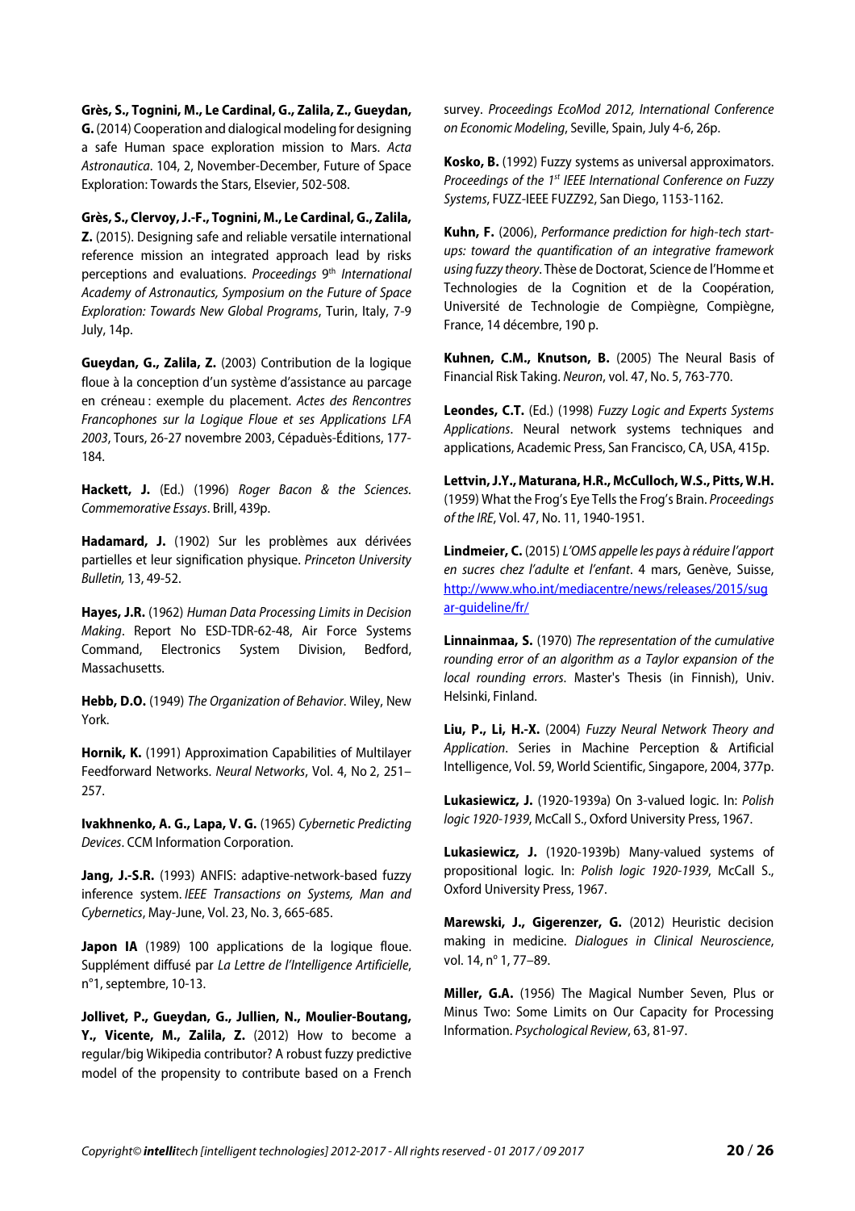**Grès, S., Tognini, M., Le Cardinal, G., Zalila, Z., Gueydan, G.** (2014) Cooperation and dialogical modeling for designing a safe Human space exploration mission to Mars. *Acta Astronautica*. 104, 2, November-December, Future of Space Exploration: Towards the Stars, Elsevier, 502-508.

**Grès, S., Clervoy, J.-F., Tognini, M., Le Cardinal, G., Zalila, Z.** (2015). Designing safe and reliable versatile international reference mission an integrated approach lead by risks perceptions and evaluations. *Proceedings* 9th *International Academy of Astronautics, Symposium on the Future of Space Exploration: Towards New Global Programs*, Turin, Italy, 7-9 July, 14p.

**Gueydan, G., Zalila, Z.** (2003) Contribution de la logique floue à la conception d'un système d'assistance au parcage en créneau : exemple du placement. *Actes des Rencontres Francophones sur la Logique Floue et ses Applications LFA 2003*, Tours, 26-27 novembre 2003, Cépaduès-Éditions, 177-184.

**Hackett, J.** (Ed.) (1996) *Roger Bacon & the Sciences. Commemorative Essays*. Brill, 439p.

**Hadamard, J.** (1902) Sur les problèmes aux dérivées partielles et leur signification physique. *Princeton University Bulletin,* 13, 49-52.

**Hayes, J.R.** (1962) *Human Data Processing Limits in Decision Making*. Report No ESD-TDR-62-48, Air Force Systems Command, Electronics System Division, Bedford, Massachusetts.

**Hebb, D.O.** (1949) *The Organization of Behavior*. Wiley, New York.

**Hornik, K.** (1991) Approximation Capabilities of Multilayer Feedforward Networks. *Neural Networks*, Vol. 4, No 2, 251–257.

**Ivakhnenko, A. G., Lapa, V. G.** (1965) *Cybernetic Predicting Devices*. CCM Information Corporation.

**Jang, J.-S.R.** (1993) ANFIS: adaptive-network-based fuzzy inference system. *IEEE Transactions on Systems, Man and Cybernetics*, May-June, Vol. 23, No. 3, 665-685.

**Japon IA** (1989) 100 applications de la logique floue. Supplément diffusé par *La Lettre de l'Intelligence Artificielle*, n°1, septembre, 10-13.

**Jollivet, P., Gueydan, G., Jullien, N., Moulier-Boutang, Y., Vicente, M., Zalila, Z.** (2012) How to become a regular/big Wikipedia contributor? A robust fuzzy predictive model of the propensity to contribute based on a French survey. *Proceedings EcoMod 2012, International Conference on Economic Modeling*, Seville, Spain, July 4-6, 26p.

**Kosko, B.** (1992) Fuzzy systems as universal approximators. *Proceedings of the 1st IEEE International Conference on Fuzzy Systems*, FUZZ-IEEE FUZZ92, San Diego, 1153-1162.

**Kuhn, F.** (2006), *Performance prediction for high-tech start-ups: toward the quantification of an integrative framework using fuzzy theory*. Thèse de Doctorat, Science de l'Homme et Technologies de la Cognition et de la Coopération, Université de Technologie de Compiègne, Compiègne, France, 14 décembre, 190 p.

**Kuhnen, C.M., Knutson, B.** (2005) The Neural Basis of Financial Risk Taking. *Neuron*, vol. 47, No. 5, 763-770.

**Leondes, C.T.** (Ed.) (1998) *Fuzzy Logic and Experts Systems Applications*. Neural network systems techniques and applications, Academic Press, San Francisco, CA, USA, 415p.

**Lettvin, J.Y., Maturana, H.R., McCulloch, W.S., Pitts, W.H.** (1959) What the Frog's Eye Tells the Frog's Brain. *Proceedings of the IRE*, Vol. 47, No. 11, 1940-1951.

**Lindmeier, C.** (2015) *L'OMS appelle les pays à réduire l'apport en sucres chez l'adulte et l'enfant*. 4 mars, Genève, Suisse, http://www.who.int/mediacentre/news/releases/2015/sugar-guideline/fr/

**Linnainmaa, S.** (1970) *The representation of the cumulative rounding error of an algorithm as a Taylor expansion of the local rounding errors*. Master's Thesis (in Finnish), Univ. Helsinki, Finland.

**Liu, P., Li, H.-X.** (2004) *Fuzzy Neural Network Theory and Application*. Series in Machine Perception & Artificial Intelligence, Vol. 59, World Scientific, Singapore, 2004, 377p.

**Lukasiewicz, J.** (1920-1939a) On 3-valued logic. In: *Polish logic 1920-1939*, McCall S., Oxford University Press, 1967.

**Lukasiewicz, J.** (1920-1939b) Many-valued systems of propositional logic. In: *Polish logic 1920-1939*, McCall S., Oxford University Press, 1967.

**Marewski, J., Gigerenzer, G.** (2012) Heuristic decision making in medicine. *Dialogues in Clinical Neuroscience*, vol. 14, n° 1, 77–89.

**Miller, G.A.** (1956) The Magical Number Seven, Plus or Minus Two: Some Limits on Our Capacity for Processing Information. *Psychological Review*, 63, 81-97.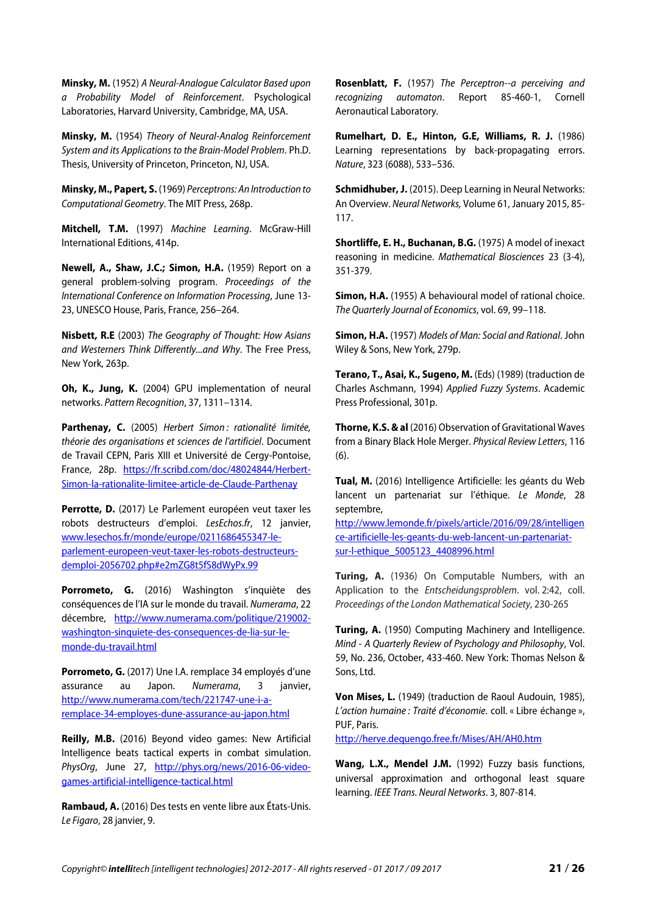**Minsky, M.** (1952) *A Neural-Analogue Calculator Based upon a Probability Model of Reinforcement*. Psychological Laboratories, Harvard University, Cambridge, MA, USA.

**Minsky, M.** (1954) *Theory of Neural-Analog Reinforcement System and its Applications to the Brain-Model Problem*. Ph.D. Thesis, University of Princeton, Princeton, NJ, USA.

**Minsky, M., Papert, S.** (1969) *Perceptrons: An Introduction to Computational Geometry*. The MIT Press, 268p.

**Mitchell, T.M.** (1997) *Machine Learning*. McGraw-Hill International Editions, 414p.

**Newell, A., Shaw, J.C.; Simon, H.A.** (1959) Report on a general problem-solving program. *Proceedings of the International Conference on Information Processing*, June 13-23, UNESCO House, Paris, France, 256–264.

**Nisbett, R.E** (2003) *The Geography of Thought: How Asians and Westerners Think Differently...and Why*. The Free Press, New York, 263p.

**Oh, K., Jung, K.** (2004) GPU implementation of neural networks. *Pattern Recognition*, 37, 1311–1314.

**Parthenay, C.** (2005) *Herbert Simon : rationalité limitée, théorie des organisations et sciences de l'artificiel*. Document de Travail CEPN, Paris XIII et Université de Cergy-Pontoise, France, 28p. https://fr.scribd.com/doc/48024844/Herbert-Simon-la-rationalite-limitee-article-de-Claude-Parthenay

**Perrotte, D.** (2017) Le Parlement européen veut taxer les robots destructeurs d'emploi. *LesEchos.fr*, 12 janvier, www.lesechos.fr/monde/europe/0211686455347-le-parlement-europeen-veut-taxer-les-robots-destructeurs-demploi-2056702.php#e2mZG8t5fS8dWyPx.99

**Porrometo, G.** (2016) Washington s'inquiète des conséquences de l'IA sur le monde du travail. *Numerama*, 22 décembre, http://www.numerama.com/politique/219002-washington-sinquiete-des-consequences-de-lia-sur-le-monde-du-travail.html

**Porrometo, G.** (2017) Une I.A. remplace 34 employés d'une assurance au Japon. *Numerama*, 3 janvier, http://www.numerama.com/tech/221747-une-i-a-remplace-34-employes-dune-assurance-au-japon.html

**Reilly, M.B.** (2016) Beyond video games: New Artificial Intelligence beats tactical experts in combat simulation. *PhysOrg*, June 27, http://phys.org/news/2016-06-video-games-artificial-intelligence-tactical.html

**Rambaud, A.** (2016) Des tests en vente libre aux États-Unis. *Le Figaro*, 28 janvier, 9.

**Rosenblatt, F.** (1957) *The Perceptron--a perceiving and recognizing automaton*. Report 85-460-1, Cornell Aeronautical Laboratory.

**Rumelhart, D. E., Hinton, G.E, Williams, R. J.** (1986) Learning representations by back-propagating errors. *Nature*, 323 (6088), 533–536.

**Schmidhuber, J.** (2015). Deep Learning in Neural Networks: An Overview. *Neural Networks,* Volume 61, January 2015, 85-117.

**Shortliffe, E. H., Buchanan, B.G.** (1975) A model of inexact reasoning in medicine. *Mathematical Biosciences* 23 (3-4), 351-379.

**Simon, H.A.** (1955) A behavioural model of rational choice. *The Quarterly Journal of Economics*, vol. 69, 99–118.

**Simon, H.A.** (1957) *Models of Man: Social and Rational*. John Wiley & Sons, New York, 279p.

**Terano, T., Asai, K., Sugeno, M.** (Eds) (1989) (traduction de Charles Aschmann, 1994) *Applied Fuzzy Systems*. Academic Press Professional, 301p.

**Thorne, K.S. & al** (2016) Observation of Gravitational Waves from a Binary Black Hole Merger. *Physical Review Letters*, 116 (6).

**Tual, M.** (2016) Intelligence Artificielle: les géants du Web lancent un partenariat sur l'éthique. *Le Monde*, 28 septembre, http://www.lemonde.fr/pixels/article/2016/09/28/intelligence-artificielle-les-geants-du-web-lancent-un-partenariat-sur-l-ethique_5005123_4408996.html

**Turing, A.** (1936) On Computable Numbers, with an Application to the *Entscheidungsproblem*. vol. 2:42, coll. *Proceedings of the London Mathematical Society*, 230-265

**Turing, A.** (1950) Computing Machinery and Intelligence. *Mind - A Quarterly Review of Psychology and Philosophy*, Vol. 59, No. 236, October, 433-460. New York: Thomas Nelson & Sons, Ltd.

**Von Mises, L.** (1949) (traduction de Raoul Audouin, 1985), *L'action humaine : Traité d'économie*. coll. « Libre échange », PUF, Paris. http://herve.dequengo.free.fr/Mises/AH/AH0.htm

**Wang, L.X., Mendel J.M.** (1992) Fuzzy basis functions, universal approximation and orthogonal least square learning. *IEEE Trans. Neural Networks*. 3, 807-814.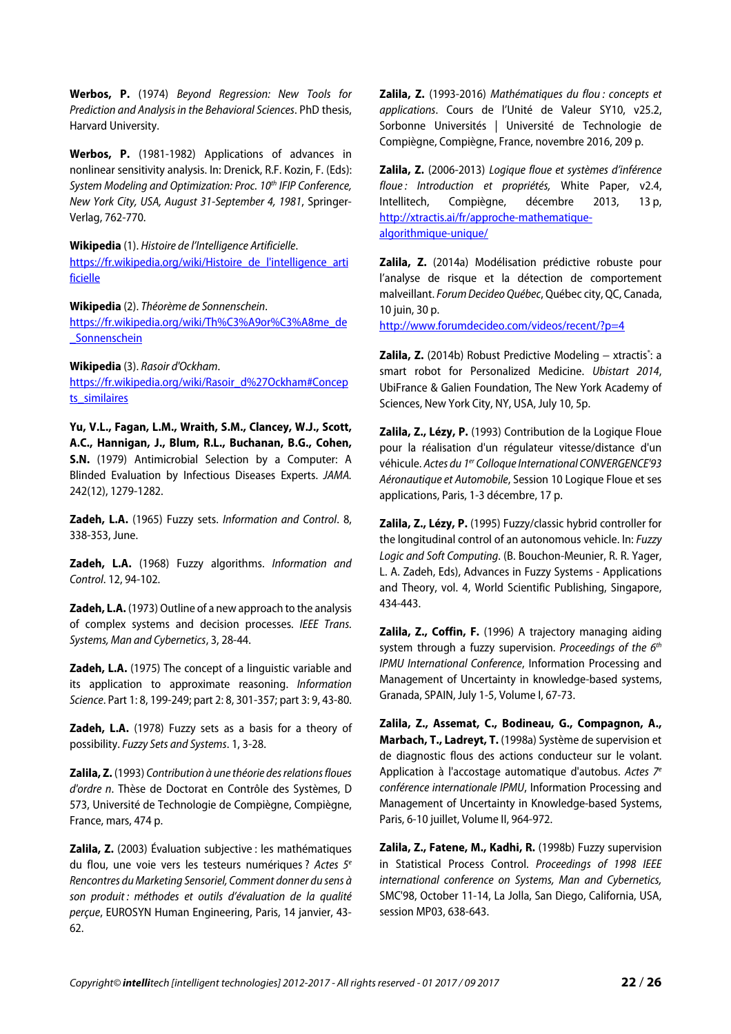**Werbos, P.** (1974) *Beyond Regression: New Tools for Prediction and Analysis in the Behavioral Sciences*. PhD thesis, Harvard University.

**Werbos, P.** (1981-1982) Applications of advances in nonlinear sensitivity analysis. In: Drenick, R.F. Kozin, F. (Eds): *System Modeling and Optimization: Proc. 10th IFIP Conference, New York City, USA, August 31-September 4, 1981*, Springer-Verlag, 762-770.

**Wikipedia** (1). *Histoire de l'Intelligence Artificielle*. https://fr.wikipedia.org/wiki/Histoire_de_l'intelligence_artificielle

**Wikipedia** (2). *Théorème de Sonnenschein*. https://fr.wikipedia.org/wiki/Th%C3%A9or%C3%A8me_de_Sonnenschein

**Wikipedia** (3). *Rasoir d'Ockham*. https://fr.wikipedia.org/wiki/Rasoir_d%27Ockham#Concepts_similaires

**Yu, V.L., Fagan, L.M., Wraith, S.M., Clancey, W.J., Scott, A.C., Hannigan, J., Blum, R.L., Buchanan, B.G., Cohen, S.N.** (1979) Antimicrobial Selection by a Computer: A Blinded Evaluation by Infectious Diseases Experts. *JAMA*. 242(12), 1279-1282.

**Zadeh, L.A.** (1965) Fuzzy sets. *Information and Control*. 8, 338-353, June.

**Zadeh, L.A.** (1968) Fuzzy algorithms. *Information and Control*. 12, 94-102.

**Zadeh, L.A.** (1973) Outline of a new approach to the analysis of complex systems and decision processes. *IEEE Trans. Systems, Man and Cybernetics*, 3, 28-44.

**Zadeh, L.A.** (1975) The concept of a linguistic variable and its application to approximate reasoning. *Information Science*. Part 1: 8, 199-249; part 2: 8, 301-357; part 3: 9, 43-80.

**Zadeh, L.A.** (1978) Fuzzy sets as a basis for a theory of possibility. *Fuzzy Sets and Systems*. 1, 3-28.

**Zalila, Z.** (1993) *Contribution à une théorie des relations floues d'ordre n*. Thèse de Doctorat en Contrôle des Systèmes, D 573, Université de Technologie de Compiègne, Compiègne, France, mars, 474 p.

**Zalila, Z.** (2003) Évaluation subjective : les mathématiques du flou, une voie vers les testeurs numériques ? *Actes 5e Rencontres du Marketing Sensoriel, Comment donner du sens à son produit : méthodes et outils d'évaluation de la qualité perçue*, EUROSYN Human Engineering, Paris, 14 janvier, 43-62.

**Zalila, Z.** (1993-2016) *Mathématiques du flou : concepts et applications*. Cours de l'Unité de Valeur SY10, v25.2, Sorbonne Universités | Université de Technologie de Compiègne, Compiègne, France, novembre 2016, 209 p.

**Zalila, Z.** (2006-2013) *Logique floue et systèmes d'inférence floue : Introduction et propriétés,* White Paper, v2.4, Intellitech, Compiègne, décembre 2013, 13 p, http://xtractis.ai/fr/approche-mathematique-algorithmique-unique/

**Zalila, Z.** (2014a) Modélisation prédictive robuste pour l'analyse de risque et la détection de comportement malveillant. *Forum Decideo Québec*, Québec city, QC, Canada, 10 juin, 30 p. http://www.forumdecideo.com/videos/recent/?p=4

**Zalila, Z.** (2014b) Robust Predictive Modeling – xtractis®: a smart robot for Personalized Medicine. *Ubistart 2014*, UbiFrance & Galien Foundation, The New York Academy of Sciences, New York City, NY, USA, July 10, 5p.

**Zalila, Z., Lézy, P.** (1993) Contribution de la Logique Floue pour la réalisation d'un régulateur vitesse/distance d'un véhicule. *Actes du 1er Colloque International CONVERGENCE'93 Aéronautique et Automobile*, Session 10 Logique Floue et ses applications, Paris, 1-3 décembre, 17 p.

**Zalila, Z., Lézy, P.** (1995) Fuzzy/classic hybrid controller for the longitudinal control of an autonomous vehicle. In: *Fuzzy Logic and Soft Computing*. (B. Bouchon-Meunier, R. R. Yager, L. A. Zadeh, Eds), Advances in Fuzzy Systems - Applications and Theory, vol. 4, World Scientific Publishing, Singapore, 434-443.

**Zalila, Z., Coffin, F.** (1996) A trajectory managing aiding system through a fuzzy supervision. *Proceedings of the 6th IPMU International Conference*, Information Processing and Management of Uncertainty in knowledge-based systems, Granada, SPAIN, July 1-5, Volume I, 67-73.

**Zalila, Z., Assemat, C., Bodineau, G., Compagnon, A., Marbach, T., Ladreyt, T.** (1998a) Système de supervision et de diagnostic flous des actions conducteur sur le volant. Application à l'accostage automatique d'autobus. *Actes 7e conférence internationale IPMU*, Information Processing and Management of Uncertainty in Knowledge-based Systems, Paris, 6-10 juillet, Volume II, 964-972.

**Zalila, Z., Fatene, M., Kadhi, R.** (1998b) Fuzzy supervision in Statistical Process Control. *Proceedings of 1998 IEEE international conference on Systems, Man and Cybernetics,* SMC'98, October 11-14, La Jolla, San Diego, California, USA, session MP03, 638-643.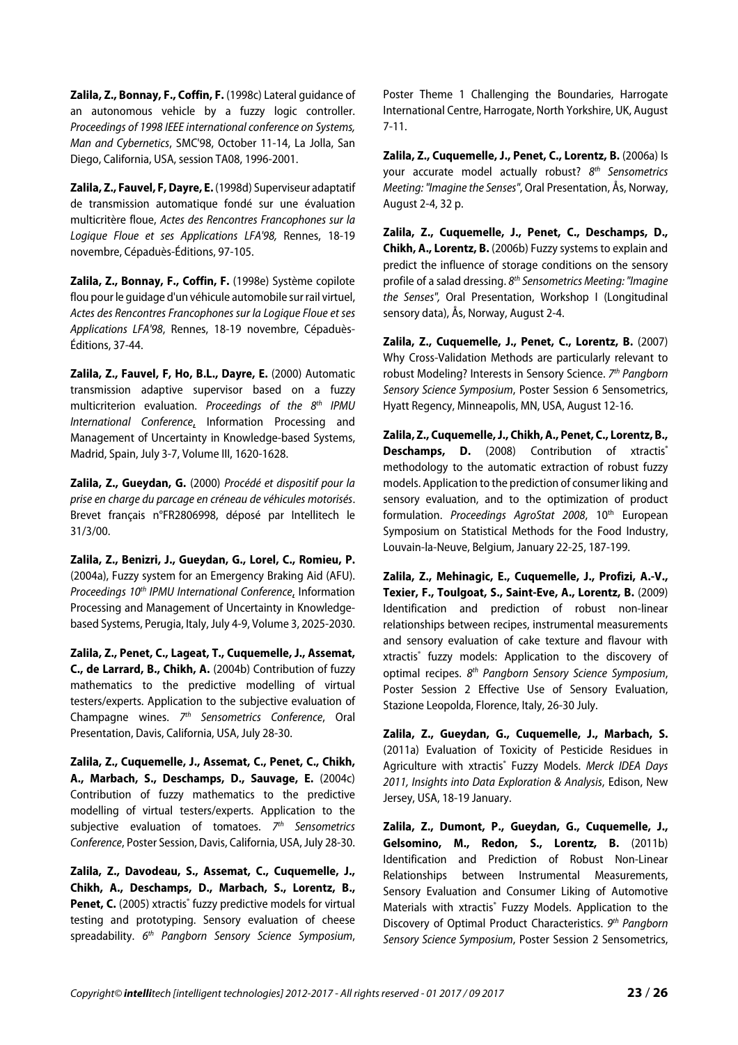**Zalila, Z., Bonnay, F., Coffin, F.** (1998c) Lateral guidance of an autonomous vehicle by a fuzzy logic controller. *Proceedings of 1998 IEEE international conference on Systems, Man and Cybernetics*, SMC'98, October 11-14, La Jolla, San Diego, California, USA, session TA08, 1996-2001.

**Zalila, Z., Fauvel, F, Dayre, E.** (1998d) Superviseur adaptatif de transmission automatique fondé sur une évaluation multicritère floue, *Actes des Rencontres Francophones sur la Logique Floue et ses Applications LFA'98,* Rennes, 18-19 novembre, Cépaduès-Éditions, 97-105.

**Zalila, Z., Bonnay, F., Coffin, F.** (1998e) Système copilote flou pour le guidage d'un véhicule automobile sur rail virtuel, *Actes des Rencontres Francophones sur la Logique Floue et ses Applications LFA'98*, Rennes, 18-19 novembre, Cépaduès-Éditions, 37-44.

**Zalila, Z., Fauvel, F, Ho, B.L., Dayre, E.** (2000) Automatic transmission adaptive supervisor based on a fuzzy multicriterion evaluation. *Proceedings of the 8th IPMU International Conference*, Information Processing and Management of Uncertainty in Knowledge-based Systems, Madrid, Spain, July 3-7, Volume III, 1620-1628.

**Zalila, Z., Gueydan, G.** (2000) *Procédé et dispositif pour la prise en charge du parcage en créneau de véhicules motorisés*. Brevet français n°FR2806998, déposé par Intellitech le 31/3/00.

**Zalila, Z., Benizri, J., Gueydan, G., Lorel, C., Romieu, P.** (2004a), Fuzzy system for an Emergency Braking Aid (AFU). *Proceedings 10th IPMU International Conference*, Information Processing and Management of Uncertainty in Knowledge-based Systems, Perugia, Italy, July 4-9, Volume 3, 2025-2030.

**Zalila, Z., Penet, C., Lageat, T., Cuquemelle, J., Assemat, C., de Larrard, B., Chikh, A.** (2004b) Contribution of fuzzy mathematics to the predictive modelling of virtual testers/experts. Application to the subjective evaluation of Champagne wines. *7th Sensometrics Conference*, Oral Presentation, Davis, California, USA, July 28-30.

**Zalila, Z., Cuquemelle, J., Assemat, C., Penet, C., Chikh, A., Marbach, S., Deschamps, D., Sauvage, E.** (2004c) Contribution of fuzzy mathematics to the predictive modelling of virtual testers/experts. Application to the subjective evaluation of tomatoes. *7th Sensometrics Conference*, Poster Session, Davis, California, USA, July 28-30.

**Zalila, Z., Davodeau, S., Assemat, C., Cuquemelle, J., Chikh, A., Deschamps, D., Marbach, S., Lorentz, B., Penet, C.** (2005) xtractis® fuzzy predictive models for virtual testing and prototyping. Sensory evaluation of cheese spreadability. *6th Pangborn Sensory Science Symposium*, Poster Theme 1 Challenging the Boundaries, Harrogate International Centre, Harrogate, North Yorkshire, UK, August 7-11.

**Zalila, Z., Cuquemelle, J., Penet, C., Lorentz, B.** (2006a) Is your accurate model actually robust? *8th Sensometrics Meeting: "Imagine the Senses"*, Oral Presentation, Ås, Norway, August 2-4, 32 p.

**Zalila, Z., Cuquemelle, J., Penet, C., Deschamps, D., Chikh, A., Lorentz, B.** (2006b) Fuzzy systems to explain and predict the influence of storage conditions on the sensory profile of a salad dressing. *8th Sensometrics Meeting: "Imagine the Senses"*, Oral Presentation, Workshop I (Longitudinal sensory data), Ås, Norway, August 2-4.

**Zalila, Z., Cuquemelle, J., Penet, C., Lorentz, B.** (2007) Why Cross-Validation Methods are particularly relevant to robust Modeling? Interests in Sensory Science. *7th Pangborn Sensory Science Symposium*, Poster Session 6 Sensometrics, Hyatt Regency, Minneapolis, MN, USA, August 12-16.

**Zalila, Z., Cuquemelle, J., Chikh, A., Penet, C., Lorentz, B., Deschamps, D.** (2008) Contribution of xtractis® methodology to the automatic extraction of robust fuzzy models. Application to the prediction of consumer liking and sensory evaluation, and to the optimization of product formulation. *Proceedings AgroStat 2008*, 10th European Symposium on Statistical Methods for the Food Industry, Louvain-la-Neuve, Belgium, January 22-25, 187-199.

**Zalila, Z., Mehinagic, E., Cuquemelle, J., Profizi, A.-V., Texier, F., Toulgoat, S., Saint-Eve, A., Lorentz, B.** (2009) Identification and prediction of robust non-linear relationships between recipes, instrumental measurements and sensory evaluation of cake texture and flavour with xtractis® fuzzy models: Application to the discovery of optimal recipes. *8th Pangborn Sensory Science Symposium*, Poster Session 2 Effective Use of Sensory Evaluation, Stazione Leopolda, Florence, Italy, 26-30 July.

**Zalila, Z., Gueydan, G., Cuquemelle, J., Marbach, S.** (2011a) Evaluation of Toxicity of Pesticide Residues in Agriculture with xtractis® Fuzzy Models. *Merck IDEA Days 2011, Insights into Data Exploration & Analysis*, Edison, New Jersey, USA, 18-19 January.

**Zalila, Z., Dumont, P., Gueydan, G., Cuquemelle, J., Gelsomino, M., Redon, S., Lorentz, B.** (2011b) Identification and Prediction of Robust Non-Linear Relationships between Instrumental Measurements, Sensory Evaluation and Consumer Liking of Automotive Materials with xtractis® Fuzzy Models. Application to the Discovery of Optimal Product Characteristics. *9th Pangborn Sensory Science Symposium*, Poster Session 2 Sensometrics,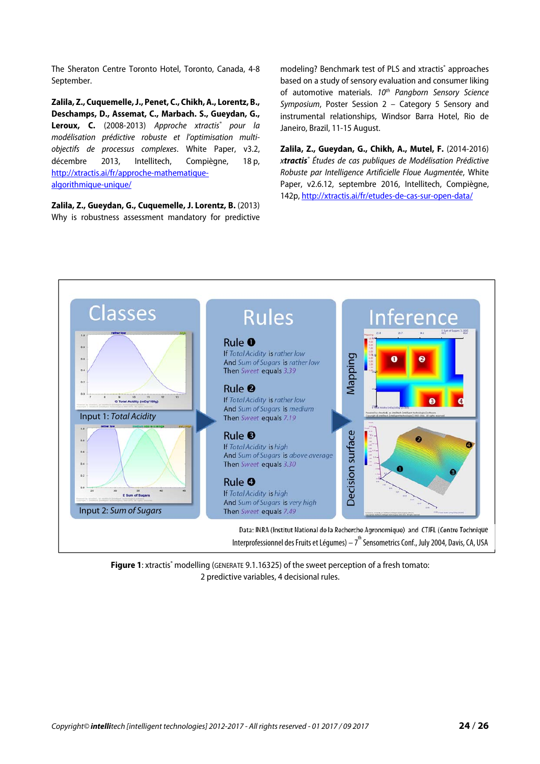The Sheraton Centre Toronto Hotel, Toronto, Canada, 4-8 September.

**Zalila, Z., Cuquemelle, J., Penet, C., Chikh, A., Lorentz, B., Deschamps, D., Assemat, C., Marbach. S., Gueydan, G., Leroux, C.** (2008-2013) *Approche xtractis® pour la modélisation prédictive robuste et l'optimisation multi-objectifs de processus complexes*. White Paper, v3.2, décembre 2013, Intellitech, Compiègne, 18 p, http://xtractis.ai/fr/approche-mathematique-algorithmique-unique/

**Zalila, Z., Gueydan, G., Cuquemelle, J. Lorentz, B.** (2013) Why is robustness assessment mandatory for predictive modeling? Benchmark test of PLS and xtractis® approaches based on a study of sensory evaluation and consumer liking of automotive materials. *10th Pangborn Sensory Science Symposium*, Poster Session 2 – Category 5 Sensory and instrumental relationships, Windsor Barra Hotel, Rio de Janeiro, Brazil, 11-15 August.

**Zalila, Z., Gueydan, G., Chikh, A., Mutel, F.** (2014-2016) ***xtractis***® *Études de cas publiques de Modélisation Prédictive Robuste par Intelligence Artificielle Floue Augmentée*, White Paper, v2.6.12, septembre 2016, Intellitech, Compiègne, 142p, http://xtractis.ai/fr/etudes-de-cas-sur-open-data/

**Classes**

Input 1: *Total Acidity*

Input 2: *Sum of Sugars*

**Rules**

**Rule ❶**
If *Total Acidity* is *rather low*
And *Sum of Sugars* is *rather low*
Then *Sweet* equals *3.39*

**Rule ❷**
If *Total Acidity* is *rather low*
And *Sum of Sugars* is *medium*
Then *Sweet* equals *7.19*

**Rule ❸**
If *Total Acidity* is *high*
And *Sum of Sugars* is *above average*
Then *Sweet* equals *3.30*

**Rule ❹**
If *Total Acidity* is *high*
And *Sum of Sugars* is *very high*
Then *Sweet* equals *7.49*

**Inference**

Mapping

Decision surface

Data: INRA (Institut National de la Recherche Agronomique) and CTIFL (Centre Technique Interprofessionnel des Fruits et Légumes) – 7th Sensometrics Conf., July 2004, Davis, CA, USA

**Figure 1**: xtractis® modelling (GENERATE 9.1.16325) of the sweet perception of a fresh tomato: 2 predictive variables, 4 decisional rules.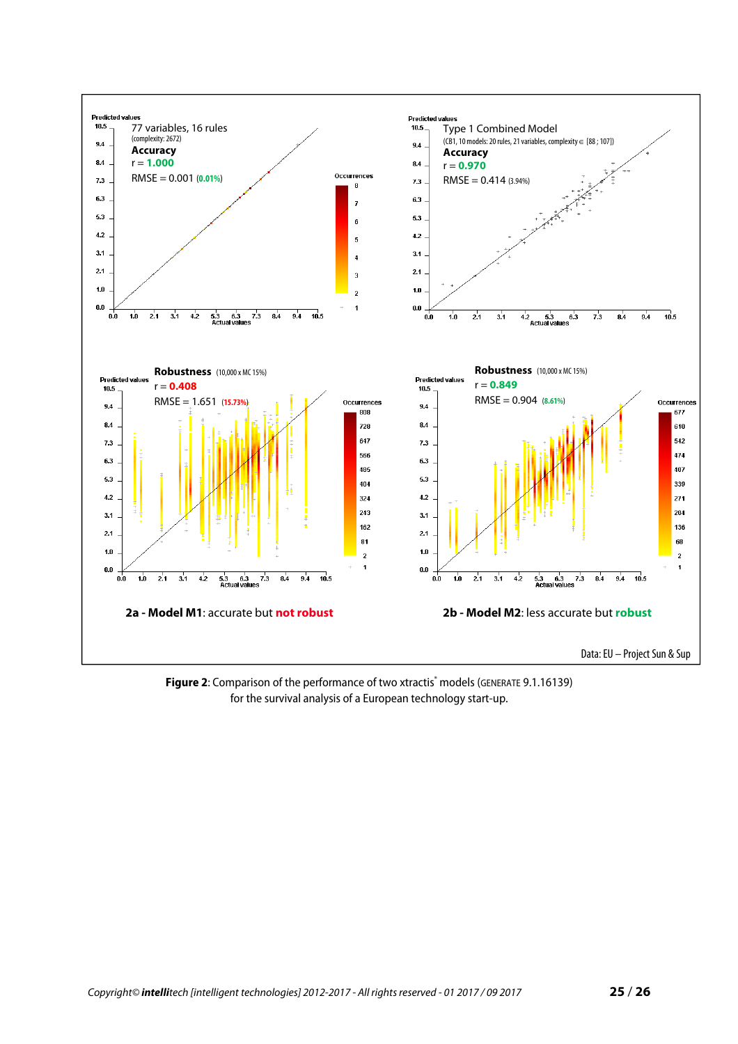Predicted values

77 variables, 16 rules
(complexity: 2672)
**Accuracy**
r = **1.000**
RMSE = 0.001 (**0.01%**)

Type 1 Combined Model
(CB1, 10 models: 20 rules, 21 variables, complexity ∈ [88 ; 107])
**Accuracy**
r = **0.970**
RMSE = 0.414 (3.94%)

**Robustness** (10,000 x MC 15%)
r = **0.408**
RMSE = 1.651 (**15.73%**)

**Robustness** (10,000 x MC 15%)
r = **0.849**
RMSE = 0.904 (**8.61%**)

**2a - Model M1**: accurate but **not robust**

**2b - Model M2**: less accurate but **robust**

Data: EU – Project Sun & Sup

**Figure 2**: Comparison of the performance of two xtractis® models (GENERATE 9.1.16139) for the survival analysis of a European technology start-up.

*Copyright© **intelli**tech [intelligent technologies] 2012-2017 - All rights reserved - 01 2017 / 09 2017*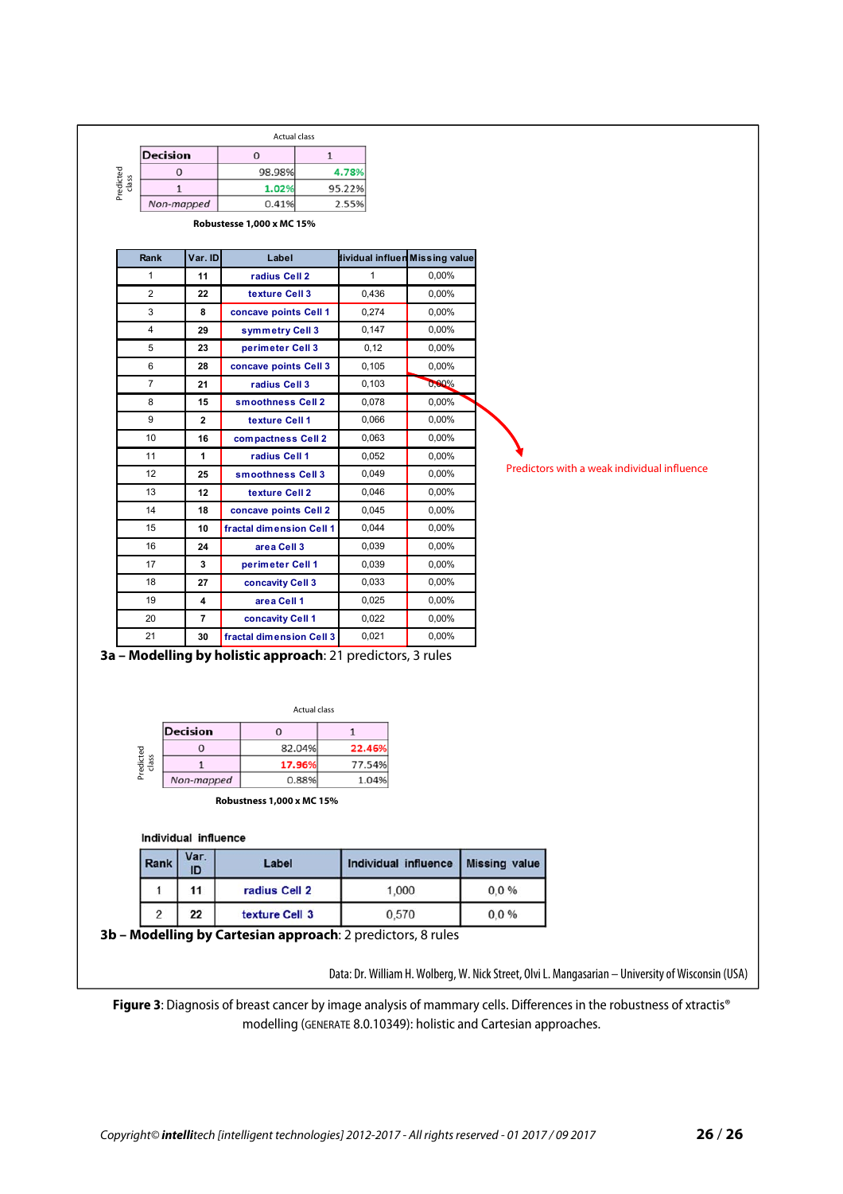Actual class

| Decision | 0 | 1 |
|---|---|---|
| 0 | 98.98% | 4.78% |
| 1 | 1.02% | 95.22% |
| Non-mapped | 0.41% | 2.55% |

Predicted class

**Robustesse 1,000 x MC 15%**

| Rank | Var. ID | Label | Individual influence | Missing value |
|---|---|---|---|---|
| 1 | 11 | radius Cell 2 | 1 | 0,00% |
| 2 | 22 | texture Cell 3 | 0,436 | 0,00% |
| 3 | 8 | concave points Cell 1 | 0,274 | 0,00% |
| 4 | 29 | symmetry Cell 3 | 0,147 | 0,00% |
| 5 | 23 | perimeter Cell 3 | 0,12 | 0,00% |
| 6 | 28 | concave points Cell 3 | 0,105 | 0,00% |
| 7 | 21 | radius Cell 3 | 0,103 | 0,00% |
| 8 | 15 | smoothness Cell 2 | 0,078 | 0,00% |
| 9 | 2 | texture Cell 1 | 0,066 | 0,00% |
| 10 | 16 | compactness Cell 2 | 0,063 | 0,00% |
| 11 | 1 | radius Cell 1 | 0,052 | 0,00% |
| 12 | 25 | smoothness Cell 3 | 0,049 | 0,00% |
| 13 | 12 | texture Cell 2 | 0,046 | 0,00% |
| 14 | 18 | concave points Cell 2 | 0,045 | 0,00% |
| 15 | 10 | fractal dimension Cell 1 | 0,044 | 0,00% |
| 16 | 24 | area Cell 3 | 0,039 | 0,00% |
| 17 | 3 | perimeter Cell 1 | 0,039 | 0,00% |
| 18 | 27 | concavity Cell 3 | 0,033 | 0,00% |
| 19 | 4 | area Cell 1 | 0,025 | 0,00% |
| 20 | 7 | concavity Cell 1 | 0,022 | 0,00% |
| 21 | 30 | fractal dimension Cell 3 | 0,021 | 0,00% |

Predictors with a weak individual influence

**3a – Modelling by holistic approach**: 21 predictors, 3 rules

Actual class

| Decision | 0 | 1 |
|---|---|---|
| 0 | 82.04% | 22.46% |
| 1 | 17.96% | 77.54% |
| Non-mapped | 0.88% | 1.04% |

Predicted class

**Robustness 1,000 x MC 15%**

**Individual influence**

| Rank | Var. ID | Label | Individual influence | Missing value |
|---|---|---|---|---|
| 1 | 11 | radius Cell 2 | 1,000 | 0,0 % |
| 2 | 22 | texture Cell 3 | 0,570 | 0,0 % |

**3b – Modelling by Cartesian approach**: 2 predictors, 8 rules

Data: Dr. William H. Wolberg, W. Nick Street, Olvi L. Mangasarian – University of Wisconsin (USA)

**Figure 3**: Diagnosis of breast cancer by image analysis of mammary cells. Differences in the robustness of xtractis® modelling (GENERATE 8.0.10349): holistic and Cartesian approaches.

*Copyright© **intelli**tech [intelligent technologies] 2012-2017 - All rights reserved - 01 2017 / 09 2017*